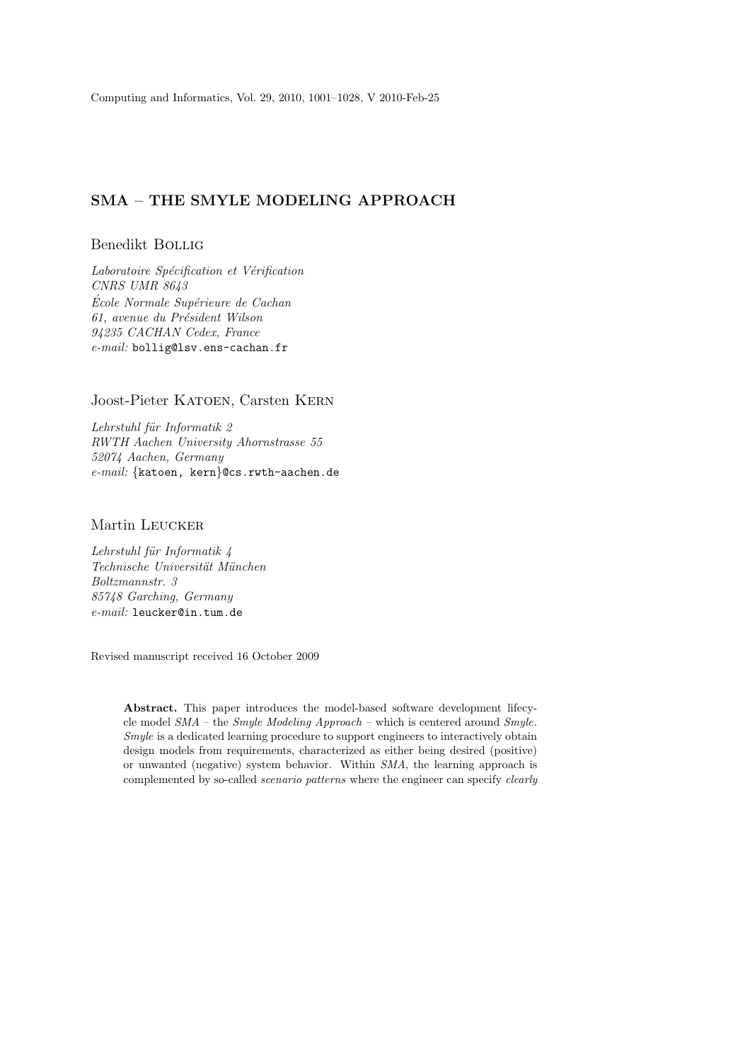# SMA – THE SMYLE MODELING APPROACH

Benedikt Bollig

*Laboratoire Spécification et Vérification*
*CNRS UMR 8643*
*École Normale Supérieure de Cachan*
*61, avenue du Président Wilson*
*94235 CACHAN Cedex, France*
*e-mail:* `bollig@lsv.ens-cachan.fr`

Joost-Pieter Katoen, Carsten Kern

*Lehrstuhl für Informatik 2*
*RWTH Aachen University Ahornstrasse 55*
*52074 Aachen, Germany*
*e-mail:* {`katoen, kern`}`@cs.rwth-aachen.de`

Martin Leucker

*Lehrstuhl für Informatik 4*
*Technische Universität München*
*Boltzmannstr. 3*
*85748 Garching, Germany*
*e-mail:* `leucker@in.tum.de`

Revised manuscript received 16 October 2009

**Abstract.** This paper introduces the model-based software development lifecycle model *SMA* – the *Smyle Modeling Approach* – which is centered around *Smyle*. *Smyle* is a dedicated learning procedure to support engineers to interactively obtain design models from requirements, characterized as either being desired (positive) or unwanted (negative) system behavior. Within *SMA*, the learning approach is complemented by so-called *scenario patterns* where the engineer can specify *clearly*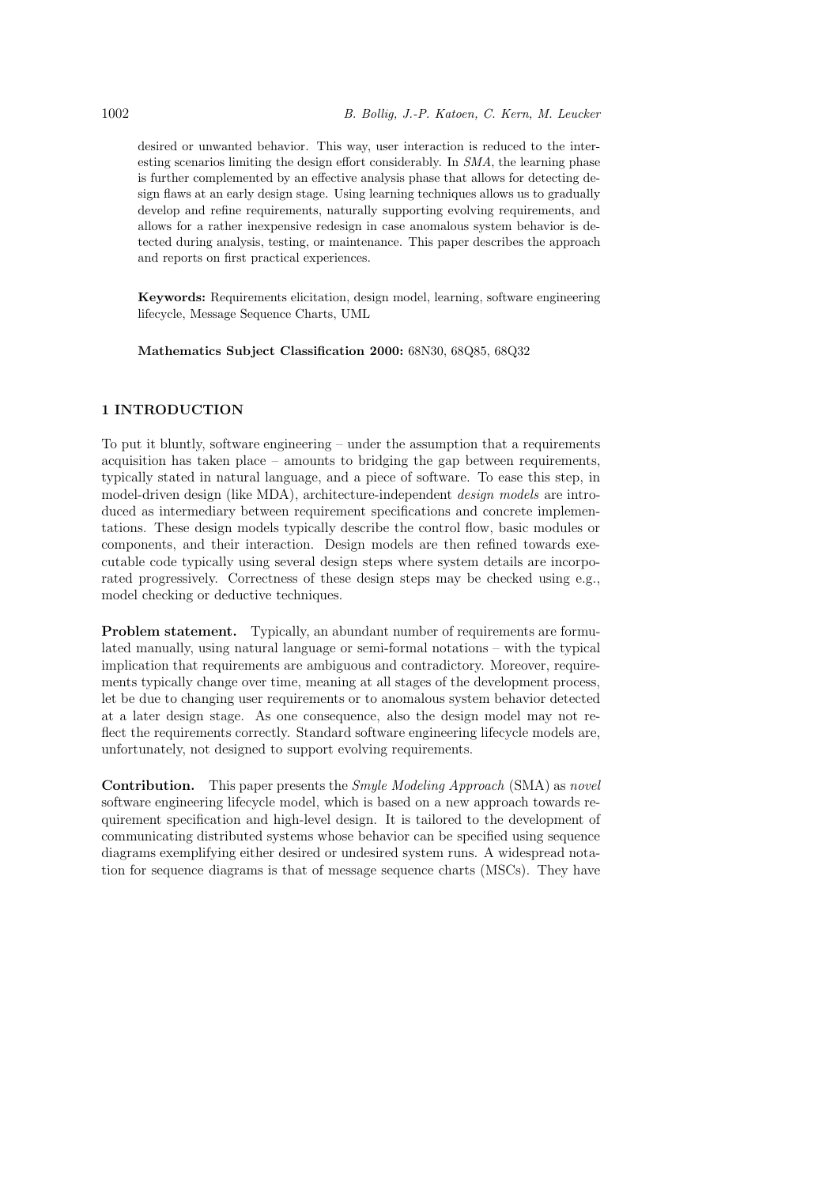desired or unwanted behavior. This way, user interaction is reduced to the interesting scenarios limiting the design effort considerably. In *SMA*, the learning phase is further complemented by an effective analysis phase that allows for detecting design flaws at an early design stage. Using learning techniques allows us to gradually develop and refine requirements, naturally supporting evolving requirements, and allows for a rather inexpensive redesign in case anomalous system behavior is detected during analysis, testing, or maintenance. This paper describes the approach and reports on first practical experiences.

**Keywords:** Requirements elicitation, design model, learning, software engineering lifecycle, Message Sequence Charts, UML

**Mathematics Subject Classification 2000:** 68N30, 68Q85, 68Q32

## 1 INTRODUCTION

To put it bluntly, software engineering – under the assumption that a requirements acquisition has taken place – amounts to bridging the gap between requirements, typically stated in natural language, and a piece of software. To ease this step, in model-driven design (like MDA), architecture-independent *design models* are introduced as intermediary between requirement specifications and concrete implementations. These design models typically describe the control flow, basic modules or components, and their interaction. Design models are then refined towards executable code typically using several design steps where system details are incorporated progressively. Correctness of these design steps may be checked using e.g., model checking or deductive techniques.

**Problem statement.** Typically, an abundant number of requirements are formulated manually, using natural language or semi-formal notations – with the typical implication that requirements are ambiguous and contradictory. Moreover, requirements typically change over time, meaning at all stages of the development process, let be due to changing user requirements or to anomalous system behavior detected at a later design stage. As one consequence, also the design model may not reflect the requirements correctly. Standard software engineering lifecycle models are, unfortunately, not designed to support evolving requirements.

**Contribution.** This paper presents the *Smyle Modeling Approach* (SMA) as *novel* software engineering lifecycle model, which is based on a new approach towards requirement specification and high-level design. It is tailored to the development of communicating distributed systems whose behavior can be specified using sequence diagrams exemplifying either desired or undesired system runs. A widespread notation for sequence diagrams is that of message sequence charts (MSCs). They have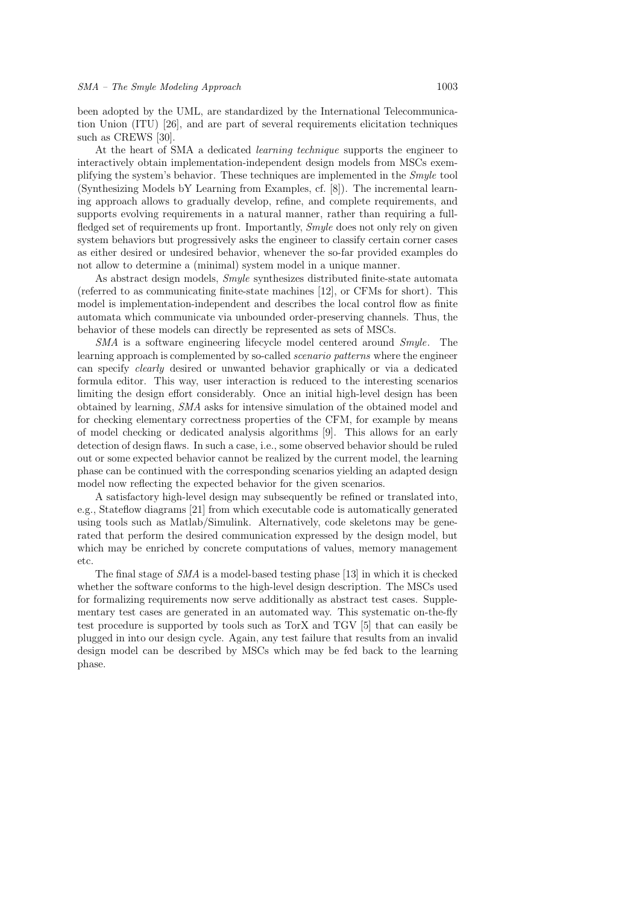been adopted by the UML, are standardized by the International Telecommunication Union (ITU) [26], and are part of several requirements elicitation techniques such as CREWS [30].

At the heart of SMA a dedicated *learning technique* supports the engineer to interactively obtain implementation-independent design models from MSCs exemplifying the system's behavior. These techniques are implemented in the *Smyle* tool (Synthesizing Models bY Learning from Examples, cf. [8]). The incremental learning approach allows to gradually develop, refine, and complete requirements, and supports evolving requirements in a natural manner, rather than requiring a full-fledged set of requirements up front. Importantly, *Smyle* does not only rely on given system behaviors but progressively asks the engineer to classify certain corner cases as either desired or undesired behavior, whenever the so-far provided examples do not allow to determine a (minimal) system model in a unique manner.

As abstract design models, *Smyle* synthesizes distributed finite-state automata (referred to as communicating finite-state machines [12], or CFMs for short). This model is implementation-independent and describes the local control flow as finite automata which communicate via unbounded order-preserving channels. Thus, the behavior of these models can directly be represented as sets of MSCs.

*SMA* is a software engineering lifecycle model centered around *Smyle*. The learning approach is complemented by so-called *scenario patterns* where the engineer can specify *clearly* desired or unwanted behavior graphically or via a dedicated formula editor. This way, user interaction is reduced to the interesting scenarios limiting the design effort considerably. Once an initial high-level design has been obtained by learning, *SMA* asks for intensive simulation of the obtained model and for checking elementary correctness properties of the CFM, for example by means of model checking or dedicated analysis algorithms [9]. This allows for an early detection of design flaws. In such a case, i.e., some observed behavior should be ruled out or some expected behavior cannot be realized by the current model, the learning phase can be continued with the corresponding scenarios yielding an adapted design model now reflecting the expected behavior for the given scenarios.

A satisfactory high-level design may subsequently be refined or translated into, e.g., Stateflow diagrams [21] from which executable code is automatically generated using tools such as Matlab/Simulink. Alternatively, code skeletons may be generated that perform the desired communication expressed by the design model, but which may be enriched by concrete computations of values, memory management etc.

The final stage of *SMA* is a model-based testing phase [13] in which it is checked whether the software conforms to the high-level design description. The MSCs used for formalizing requirements now serve additionally as abstract test cases. Supplementary test cases are generated in an automated way. This systematic on-the-fly test procedure is supported by tools such as TorX and TGV [5] that can easily be plugged in into our design cycle. Again, any test failure that results from an invalid design model can be described by MSCs which may be fed back to the learning phase.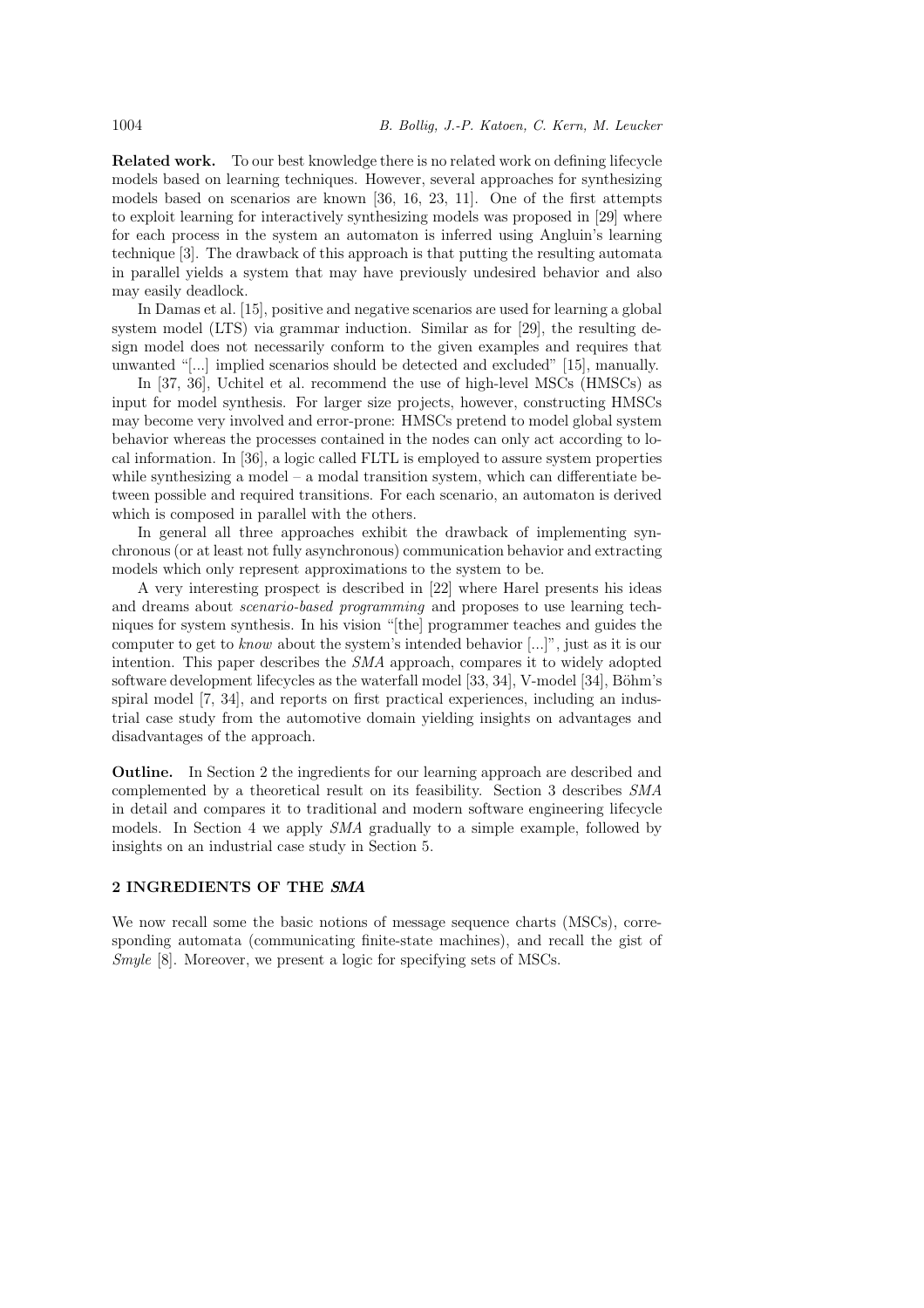**Related work.** To our best knowledge there is no related work on defining lifecycle models based on learning techniques. However, several approaches for synthesizing models based on scenarios are known [36, 16, 23, 11]. One of the first attempts to exploit learning for interactively synthesizing models was proposed in [29] where for each process in the system an automaton is inferred using Angluin's learning technique [3]. The drawback of this approach is that putting the resulting automata in parallel yields a system that may have previously undesired behavior and also may easily deadlock.

In Damas et al. [15], positive and negative scenarios are used for learning a global system model (LTS) via grammar induction. Similar as for [29], the resulting design model does not necessarily conform to the given examples and requires that unwanted "[...] implied scenarios should be detected and excluded" [15], manually.

In [37, 36], Uchitel et al. recommend the use of high-level MSCs (HMSCs) as input for model synthesis. For larger size projects, however, constructing HMSCs may become very involved and error-prone: HMSCs pretend to model global system behavior whereas the processes contained in the nodes can only act according to local information. In [36], a logic called FLTL is employed to assure system properties while synthesizing a model – a modal transition system, which can differentiate between possible and required transitions. For each scenario, an automaton is derived which is composed in parallel with the others.

In general all three approaches exhibit the drawback of implementing synchronous (or at least not fully asynchronous) communication behavior and extracting models which only represent approximations to the system to be.

A very interesting prospect is described in [22] where Harel presents his ideas and dreams about *scenario-based programming* and proposes to use learning techniques for system synthesis. In his vision "[the] programmer teaches and guides the computer to get to *know* about the system's intended behavior [...]", just as it is our intention. This paper describes the *SMA* approach, compares it to widely adopted software development lifecycles as the waterfall model [33, 34], V-model [34], Böhm's spiral model [7, 34], and reports on first practical experiences, including an industrial case study from the automotive domain yielding insights on advantages and disadvantages of the approach.

**Outline.** In Section 2 the ingredients for our learning approach are described and complemented by a theoretical result on its feasibility. Section 3 describes *SMA* in detail and compares it to traditional and modern software engineering lifecycle models. In Section 4 we apply *SMA* gradually to a simple example, followed by insights on an industrial case study in Section 5.

## 2 INGREDIENTS OF THE *SMA*

We now recall some the basic notions of message sequence charts (MSCs), corresponding automata (communicating finite-state machines), and recall the gist of *Smyle* [8]. Moreover, we present a logic for specifying sets of MSCs.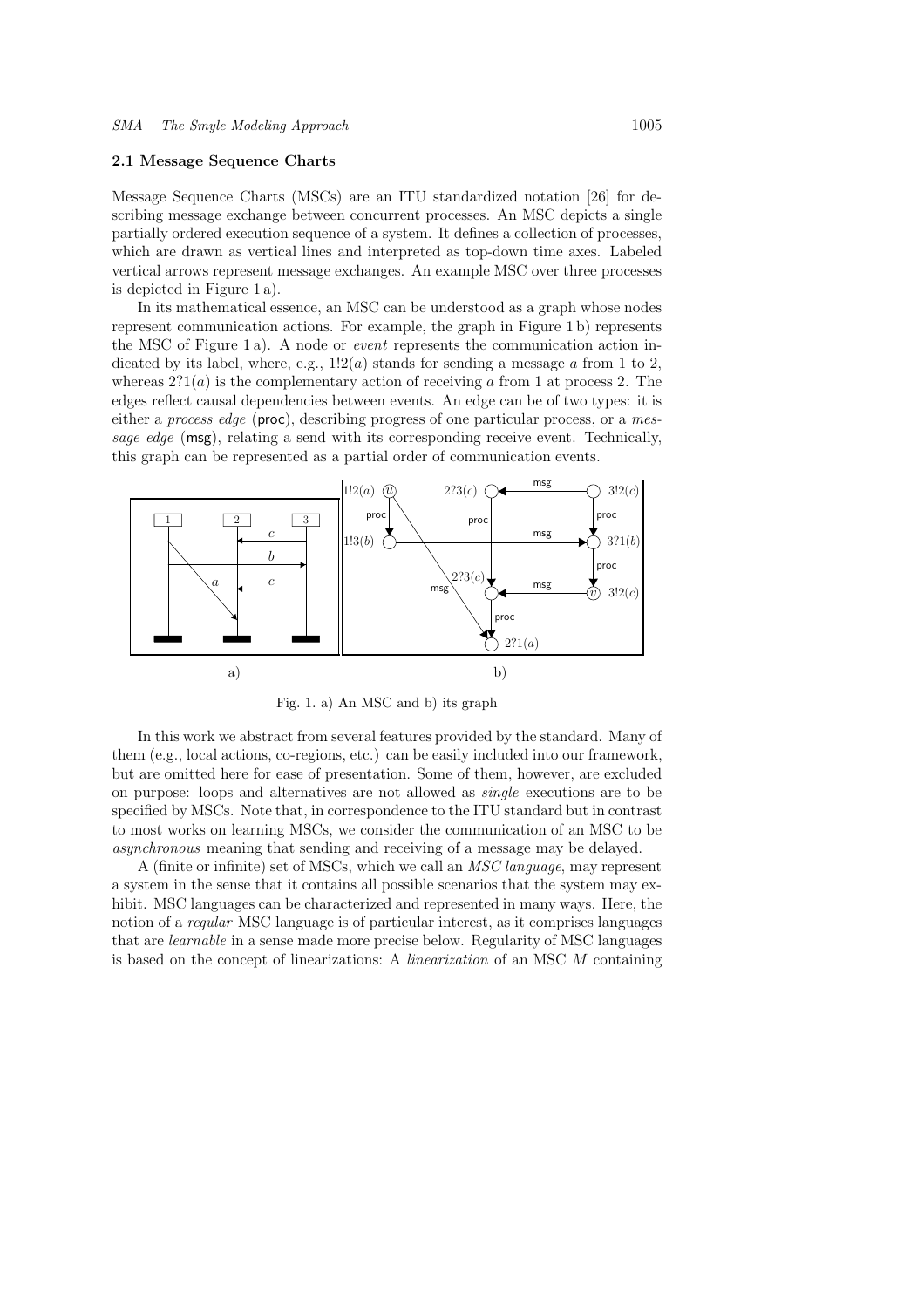### 2.1 Message Sequence Charts

Message Sequence Charts (MSCs) are an ITU standardized notation [26] for describing message exchange between concurrent processes. An MSC depicts a single partially ordered execution sequence of a system. It defines a collection of processes, which are drawn as vertical lines and interpreted as top-down time axes. Labeled vertical arrows represent message exchanges. An example MSC over three processes is depicted in Figure 1 a).

In its mathematical essence, an MSC can be understood as a graph whose nodes represent communication actions. For example, the graph in Figure 1 b) represents the MSC of Figure 1 a). A node or *event* represents the communication action indicated by its label, where, e.g., $1!2(a)$ stands for sending a message $a$ from 1 to 2, whereas $2?1(a)$ is the complementary action of receiving $a$ from 1 at process 2. The edges reflect causal dependencies between events. An edge can be of two types: it is either a *process edge* (proc), describing progress of one particular process, or a *message edge* (msg), relating a send with its corresponding receive event. Technically, this graph can be represented as a partial order of communication events.

Fig. 1. a) An MSC and b) its graph

In this work we abstract from several features provided by the standard. Many of them (e.g., local actions, co-regions, etc.) can be easily included into our framework, but are omitted here for ease of presentation. Some of them, however, are excluded on purpose: loops and alternatives are not allowed as *single* executions are to be specified by MSCs. Note that, in correspondence to the ITU standard but in contrast to most works on learning MSCs, we consider the communication of an MSC to be *asynchronous* meaning that sending and receiving of a message may be delayed.

A (finite or infinite) set of MSCs, which we call an *MSC language*, may represent a system in the sense that it contains all possible scenarios that the system may exhibit. MSC languages can be characterized and represented in many ways. Here, the notion of a *regular* MSC language is of particular interest, as it comprises languages that are *learnable* in a sense made more precise below. Regularity of MSC languages is based on the concept of linearizations: A *linearization* of an MSC $M$ containing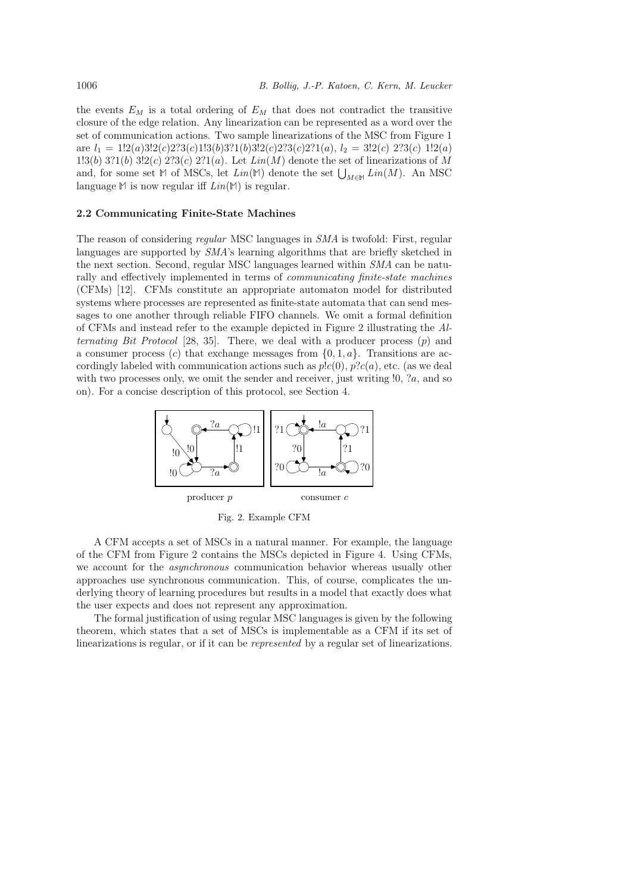the events $E_M$ is a total ordering of $E_M$ that does not contradict the transitive closure of the edge relation. Any linearization can be represented as a word over the set of communication actions. Two sample linearizations of the MSC from Figure 1 are $l_1 = 1!2(a)3!2(c)2?3(c)1!3(b)3?1(b)3!2(c)2?3(c)2?1(a)$, $l_2 = 3!2(c)\ 2?3(c)\ 1!2(a)\ 1!3(b)\ 3?1(b)\ 3!2(c)\ 2?3(c)\ 2?1(a)$. Let $Lin(M)$ denote the set of linearizations of $M$ and, for some set $\mathbb{M}$ of MSCs, let $Lin(\mathbb{M})$ denote the set $\bigcup_{M \in \mathbb{M}} Lin(M)$. An MSC language $\mathbb{M}$ is now regular iff $Lin(\mathbb{M})$ is regular.

### 2.2 Communicating Finite-State Machines

The reason of considering *regular* MSC languages in *SMA* is twofold: First, regular languages are supported by *SMA*'s learning algorithms that are briefly sketched in the next section. Second, regular MSC languages learned within *SMA* can be naturally and effectively implemented in terms of *communicating finite-state machines* (CFMs) [12]. CFMs constitute an appropriate automaton model for distributed systems where processes are represented as finite-state automata that can send messages to one another through reliable FIFO channels. We omit a formal definition of CFMs and instead refer to the example depicted in Figure 2 illustrating the *Alternating Bit Protocol* [28, 35]. There, we deal with a producer process ($p$) and a consumer process ($c$) that exchange messages from $\{0, 1, a\}$. Transitions are accordingly labeled with communication actions such as $p!c(0)$, $p?c(a)$, etc. (as we deal with two processes only, we omit the sender and receiver, just writing $!0$, $?a$, and so on). For a concise description of this protocol, see Section 4.

Fig. 2. Example CFM

A CFM accepts a set of MSCs in a natural manner. For example, the language of the CFM from Figure 2 contains the MSCs depicted in Figure 4. Using CFMs, we account for the *asynchronous* communication behavior whereas usually other approaches use synchronous communication. This, of course, complicates the underlying theory of learning procedures but results in a model that exactly does what the user expects and does not represent any approximation.

The formal justification of using regular MSC languages is given by the following theorem, which states that a set of MSCs is implementable as a CFM if its set of linearizations is regular, or if it can be *represented* by a regular set of linearizations.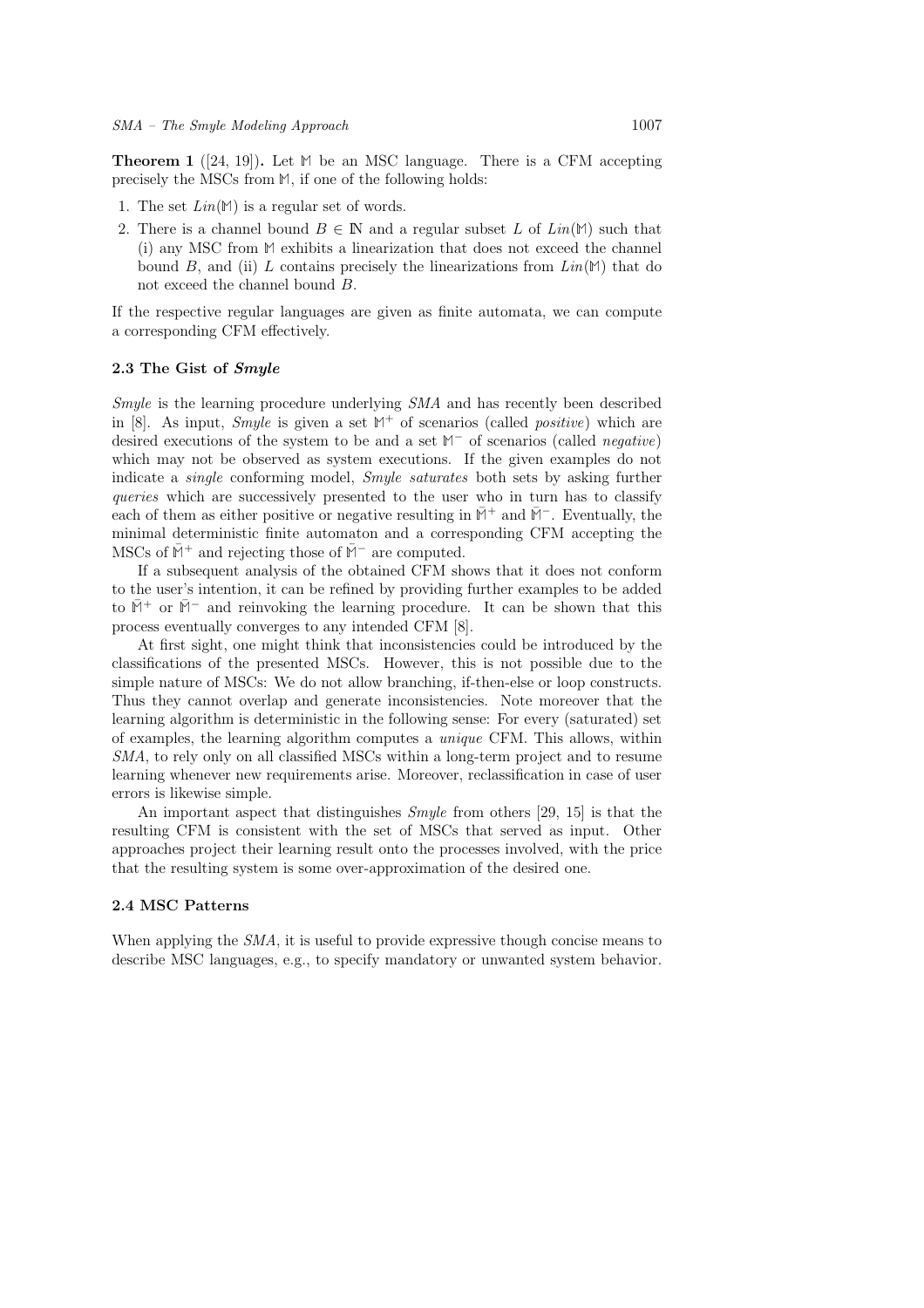**Theorem 1** ([24, 19])**.** Let $\mathbb{M}$ be an MSC language. There is a CFM accepting precisely the MSCs from $\mathbb{M}$, if one of the following holds:

1. The set $Lin(\mathbb{M})$ is a regular set of words.
2. There is a channel bound $B \in \mathbb{N}$ and a regular subset $L$ of $Lin(\mathbb{M})$ such that (i) any MSC from $\mathbb{M}$ exhibits a linearization that does not exceed the channel bound $B$, and (ii) $L$ contains precisely the linearizations from $Lin(\mathbb{M})$ that do not exceed the channel bound $B$.

If the respective regular languages are given as finite automata, we can compute a corresponding CFM effectively.

### 2.3 The Gist of *Smyle*

*Smyle* is the learning procedure underlying *SMA* and has recently been described in [8]. As input, *Smyle* is given a set $\mathbb{M}^+$ of scenarios (called *positive*) which are desired executions of the system to be and a set $\mathbb{M}^-$ of scenarios (called *negative*) which may not be observed as system executions. If the given examples do not indicate a *single* conforming model, *Smyle saturates* both sets by asking further *queries* which are successively presented to the user who in turn has to classify each of them as either positive or negative resulting in $\bar{\mathbb{M}}^+$ and $\bar{\mathbb{M}}^-$. Eventually, the minimal deterministic finite automaton and a corresponding CFM accepting the MSCs of $\bar{\mathbb{M}}^+$ and rejecting those of $\bar{\mathbb{M}}^-$ are computed.

If a subsequent analysis of the obtained CFM shows that it does not conform to the user's intention, it can be refined by providing further examples to be added to $\bar{\mathbb{M}}^+$ or $\bar{\mathbb{M}}^-$ and reinvoking the learning procedure. It can be shown that this process eventually converges to any intended CFM [8].

At first sight, one might think that inconsistencies could be introduced by the classifications of the presented MSCs. However, this is not possible due to the simple nature of MSCs: We do not allow branching, if-then-else or loop constructs. Thus they cannot overlap and generate inconsistencies. Note moreover that the learning algorithm is deterministic in the following sense: For every (saturated) set of examples, the learning algorithm computes a *unique* CFM. This allows, within *SMA*, to rely only on all classified MSCs within a long-term project and to resume learning whenever new requirements arise. Moreover, reclassification in case of user errors is likewise simple.

An important aspect that distinguishes *Smyle* from others [29, 15] is that the resulting CFM is consistent with the set of MSCs that served as input. Other approaches project their learning result onto the processes involved, with the price that the resulting system is some over-approximation of the desired one.

### 2.4 MSC Patterns

When applying the *SMA*, it is useful to provide expressive though concise means to describe MSC languages, e.g., to specify mandatory or unwanted system behavior.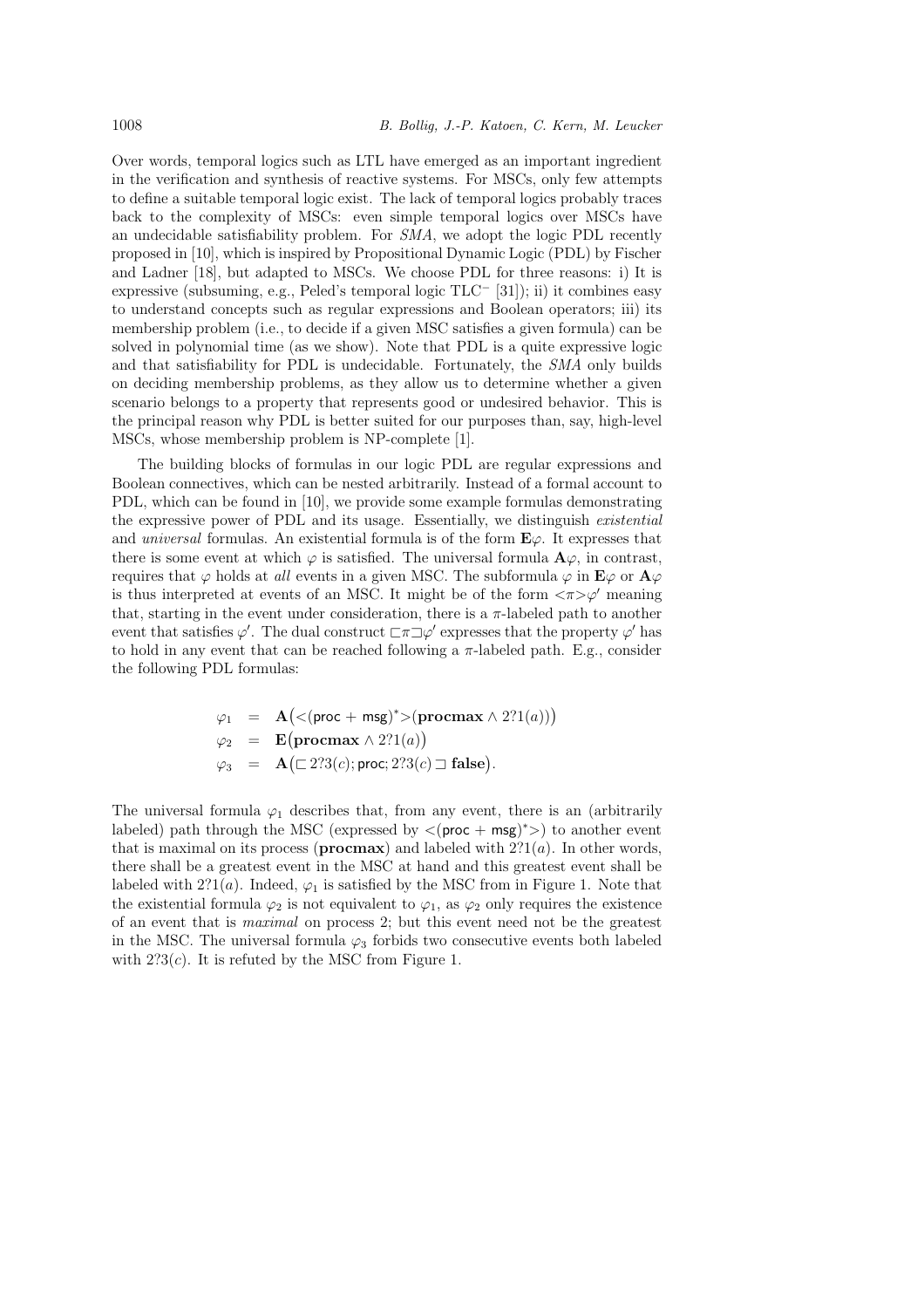Over words, temporal logics such as LTL have emerged as an important ingredient in the verification and synthesis of reactive systems. For MSCs, only few attempts to define a suitable temporal logic exist. The lack of temporal logics probably traces back to the complexity of MSCs: even simple temporal logics over MSCs have an undecidable satisfiability problem. For *SMA*, we adopt the logic PDL recently proposed in [10], which is inspired by Propositional Dynamic Logic (PDL) by Fischer and Ladner [18], but adapted to MSCs. We choose PDL for three reasons: i) It is expressive (subsuming, e.g., Peled's temporal logic $\mathrm{TLC}^-$ [31]); ii) it combines easy to understand concepts such as regular expressions and Boolean operators; iii) its membership problem (i.e., to decide if a given MSC satisfies a given formula) can be solved in polynomial time (as we show). Note that PDL is a quite expressive logic and that satisfiability for PDL is undecidable. Fortunately, the *SMA* only builds on deciding membership problems, as they allow us to determine whether a given scenario belongs to a property that represents good or undesired behavior. This is the principal reason why PDL is better suited for our purposes than, say, high-level MSCs, whose membership problem is NP-complete [1].

The building blocks of formulas in our logic PDL are regular expressions and Boolean connectives, which can be nested arbitrarily. Instead of a formal account to PDL, which can be found in [10], we provide some example formulas demonstrating the expressive power of PDL and its usage. Essentially, we distinguish *existential* and *universal* formulas. An existential formula is of the form $\mathbf{E}\varphi$. It expresses that there is some event at which $\varphi$ is satisfied. The universal formula $\mathbf{A}\varphi$, in contrast, requires that $\varphi$ holds at *all* events in a given MSC. The subformula $\varphi$ in $\mathbf{E}\varphi$ or $\mathbf{A}\varphi$ is thus interpreted at events of an MSC. It might be of the form $<\!\pi\!>\varphi'$ meaning that, starting in the event under consideration, there is a $\pi$-labeled path to another event that satisfies $\varphi'$. The dual construct $\sqsubset\pi\sqsupset\varphi'$ expresses that the property $\varphi'$ has to hold in any event that can be reached following a $\pi$-labeled path. E.g., consider the following PDL formulas:

$$
\begin{aligned}
\varphi_1 &= \mathbf{A}\big(<\!(\mathsf{proc} + \mathsf{msg})^*\!>(\mathbf{procmax} \wedge 2?1(a))\big)\\
\varphi_2 &= \mathbf{E}\big(\mathbf{procmax} \wedge 2?1(a)\big)\\
\varphi_3 &= \mathbf{A}\big(\sqsubset 2?3(c); \mathsf{proc}; 2?3(c) \sqsupset \mathbf{false}\big).
\end{aligned}
$$

The universal formula $\varphi_1$ describes that, from any event, there is an (arbitrarily labeled) path through the MSC (expressed by $<\!(\mathsf{proc} + \mathsf{msg})^*\!>$) to another event that is maximal on its process (**procmax**) and labeled with $2?1(a)$. In other words, there shall be a greatest event in the MSC at hand and this greatest event shall be labeled with $2?1(a)$. Indeed, $\varphi_1$ is satisfied by the MSC from in Figure 1. Note that the existential formula $\varphi_2$ is not equivalent to $\varphi_1$, as $\varphi_2$ only requires the existence of an event that is *maximal* on process 2; but this event need not be the greatest in the MSC. The universal formula $\varphi_3$ forbids two consecutive events both labeled with $2?3(c)$. It is refuted by the MSC from Figure 1.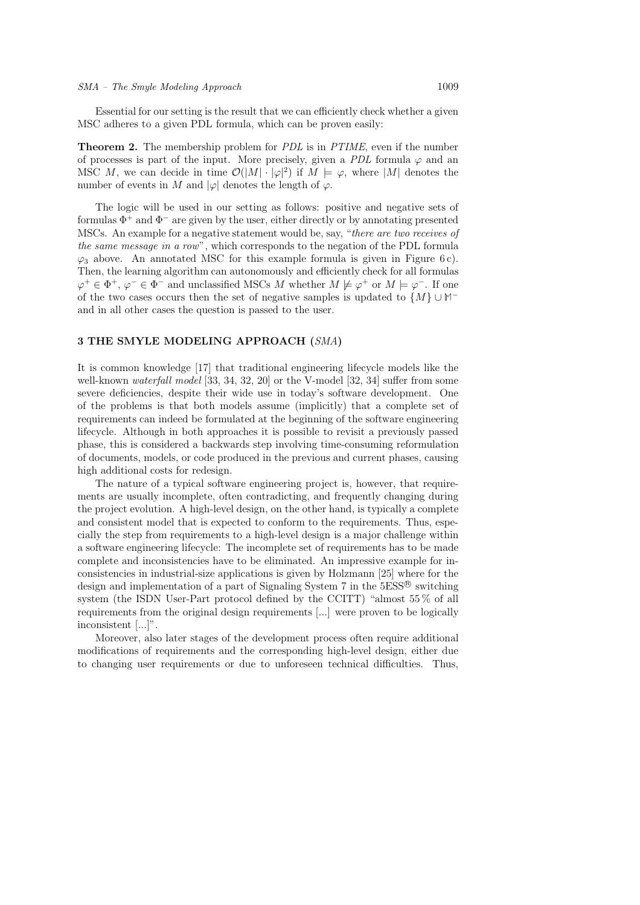Essential for our setting is the result that we can efficiently check whether a given MSC adheres to a given PDL formula, which can be proven easily:

**Theorem 2.** The membership problem for *PDL* is in *PTIME*, even if the number of processes is part of the input. More precisely, given a *PDL* formula $\varphi$ and an MSC $M$, we can decide in time $\mathcal{O}(|M| \cdot |\varphi|^2)$ if $M \models \varphi$, where $|M|$ denotes the number of events in $M$ and $|\varphi|$ denotes the length of $\varphi$.

The logic will be used in our setting as follows: positive and negative sets of formulas $\Phi^+$ and $\Phi^-$ are given by the user, either directly or by annotating presented MSCs. An example for a negative statement would be, say, "*there are two receives of the same message in a row*", which corresponds to the negation of the PDL formula $\varphi_3$ above. An annotated MSC for this example formula is given in Figure 6 c). Then, the learning algorithm can autonomously and efficiently check for all formulas $\varphi^+ \in \Phi^+$, $\varphi^- \in \Phi^-$ and unclassified MSCs $M$ whether $M \not\models \varphi^+$ or $M \models \varphi^-$. If one of the two cases occurs then the set of negative samples is updated to $\{M\} \cup \mathbb{M}^-$ and in all other cases the question is passed to the user.

## 3 THE SMYLE MODELING APPROACH (*SMA*)

It is common knowledge [17] that traditional engineering lifecycle models like the well-known *waterfall model* [33, 34, 32, 20] or the V-model [32, 34] suffer from some severe deficiencies, despite their wide use in today's software development. One of the problems is that both models assume (implicitly) that a complete set of requirements can indeed be formulated at the beginning of the software engineering lifecycle. Although in both approaches it is possible to revisit a previously passed phase, this is considered a backwards step involving time-consuming reformulation of documents, models, or code produced in the previous and current phases, causing high additional costs for redesign.

The nature of a typical software engineering project is, however, that requirements are usually incomplete, often contradicting, and frequently changing during the project evolution. A high-level design, on the other hand, is typically a complete and consistent model that is expected to conform to the requirements. Thus, especially the step from requirements to a high-level design is a major challenge within a software engineering lifecycle: The incomplete set of requirements has to be made complete and inconsistencies have to be eliminated. An impressive example for inconsistencies in industrial-size applications is given by Holzmann [25] where for the design and implementation of a part of Signaling System 7 in the 5ESS® switching system (the ISDN User-Part protocol defined by the CCITT) "almost 55 % of all requirements from the original design requirements [...] were proven to be logically inconsistent [...]".

Moreover, also later stages of the development process often require additional modifications of requirements and the corresponding high-level design, either due to changing user requirements or due to unforeseen technical difficulties. Thus,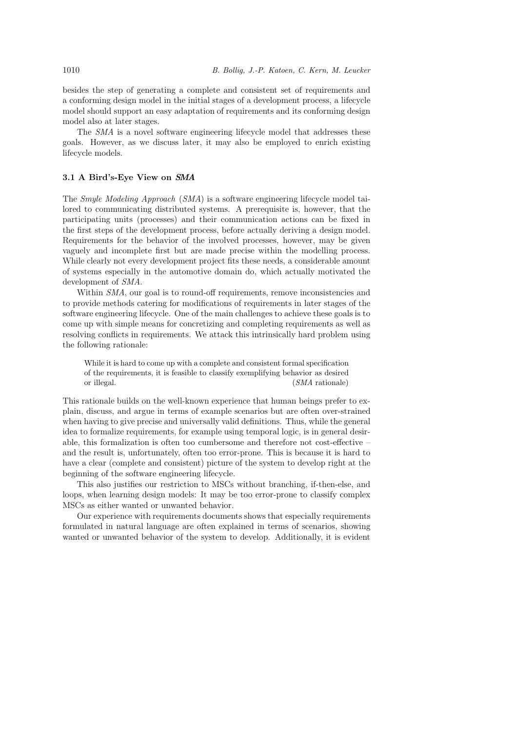besides the step of generating a complete and consistent set of requirements and a conforming design model in the initial stages of a development process, a lifecycle model should support an easy adaptation of requirements and its conforming design model also at later stages.

The *SMA* is a novel software engineering lifecycle model that addresses these goals. However, as we discuss later, it may also be employed to enrich existing lifecycle models.

### 3.1 A Bird's-Eye View on *SMA*

The *Smyle Modeling Approach* (*SMA*) is a software engineering lifecycle model tailored to communicating distributed systems. A prerequisite is, however, that the participating units (processes) and their communication actions can be fixed in the first steps of the development process, before actually deriving a design model. Requirements for the behavior of the involved processes, however, may be given vaguely and incomplete first but are made precise within the modelling process. While clearly not every development project fits these needs, a considerable amount of systems especially in the automotive domain do, which actually motivated the development of *SMA*.

Within *SMA*, our goal is to round-off requirements, remove inconsistencies and to provide methods catering for modifications of requirements in later stages of the software engineering lifecycle. One of the main challenges to achieve these goals is to come up with simple means for concretizing and completing requirements as well as resolving conflicts in requirements. We attack this intrinsically hard problem using the following rationale:

> While it is hard to come up with a complete and consistent formal specification of the requirements, it is feasible to classify exemplifying behavior as desired or illegal. (*SMA* rationale)

This rationale builds on the well-known experience that human beings prefer to explain, discuss, and argue in terms of example scenarios but are often over-strained when having to give precise and universally valid definitions. Thus, while the general idea to formalize requirements, for example using temporal logic, is in general desirable, this formalization is often too cumbersome and therefore not cost-effective – and the result is, unfortunately, often too error-prone. This is because it is hard to have a clear (complete and consistent) picture of the system to develop right at the beginning of the software engineering lifecycle.

This also justifies our restriction to MSCs without branching, if-then-else, and loops, when learning design models: It may be too error-prone to classify complex MSCs as either wanted or unwanted behavior.

Our experience with requirements documents shows that especially requirements formulated in natural language are often explained in terms of scenarios, showing wanted or unwanted behavior of the system to develop. Additionally, it is evident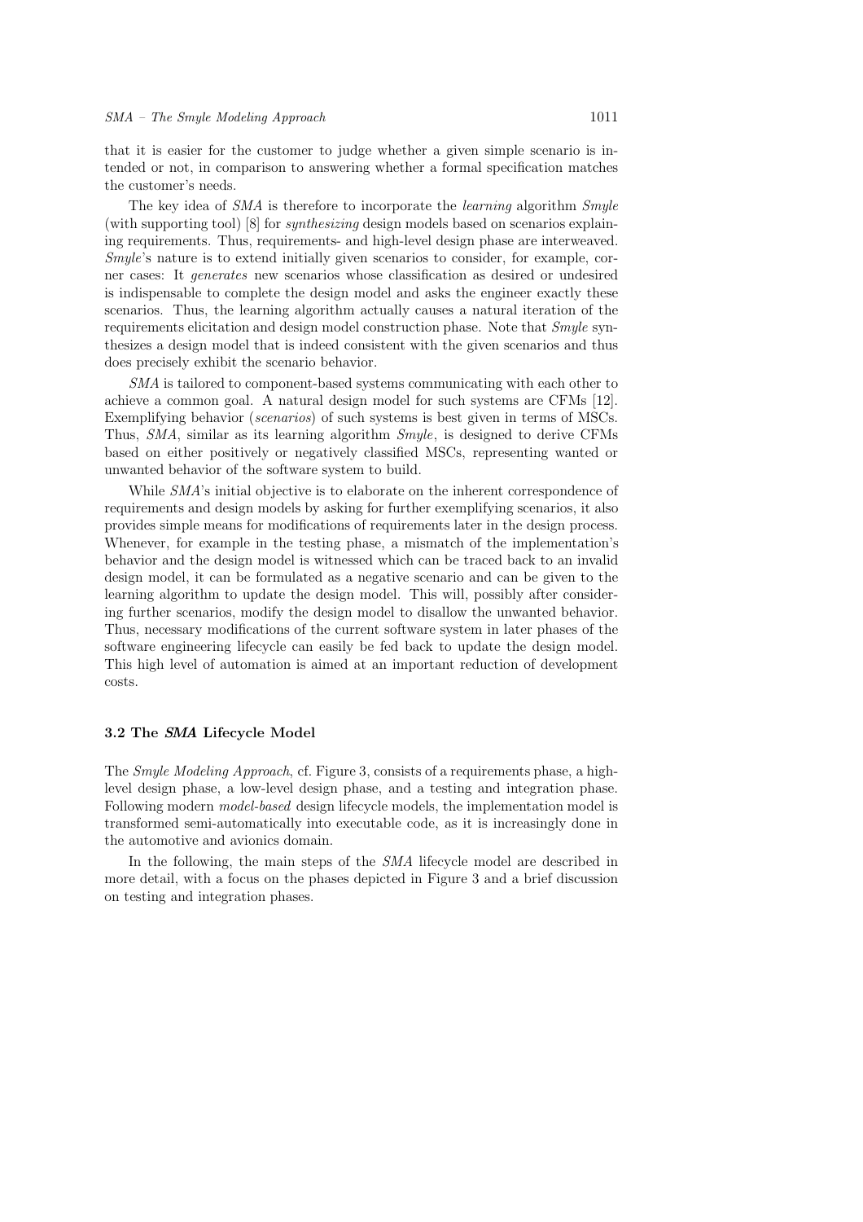that it is easier for the customer to judge whether a given simple scenario is intended or not, in comparison to answering whether a formal specification matches the customer's needs.

The key idea of *SMA* is therefore to incorporate the *learning* algorithm *Smyle* (with supporting tool) [8] for *synthesizing* design models based on scenarios explaining requirements. Thus, requirements- and high-level design phase are interweaved. *Smyle*'s nature is to extend initially given scenarios to consider, for example, corner cases: It *generates* new scenarios whose classification as desired or undesired is indispensable to complete the design model and asks the engineer exactly these scenarios. Thus, the learning algorithm actually causes a natural iteration of the requirements elicitation and design model construction phase. Note that *Smyle* synthesizes a design model that is indeed consistent with the given scenarios and thus does precisely exhibit the scenario behavior.

*SMA* is tailored to component-based systems communicating with each other to achieve a common goal. A natural design model for such systems are CFMs [12]. Exemplifying behavior (*scenarios*) of such systems is best given in terms of MSCs. Thus, *SMA*, similar as its learning algorithm *Smyle*, is designed to derive CFMs based on either positively or negatively classified MSCs, representing wanted or unwanted behavior of the software system to build.

While *SMA*'s initial objective is to elaborate on the inherent correspondence of requirements and design models by asking for further exemplifying scenarios, it also provides simple means for modifications of requirements later in the design process. Whenever, for example in the testing phase, a mismatch of the implementation's behavior and the design model is witnessed which can be traced back to an invalid design model, it can be formulated as a negative scenario and can be given to the learning algorithm to update the design model. This will, possibly after considering further scenarios, modify the design model to disallow the unwanted behavior. Thus, necessary modifications of the current software system in later phases of the software engineering lifecycle can easily be fed back to update the design model. This high level of automation is aimed at an important reduction of development costs.

### 3.2 The *SMA* Lifecycle Model

The *Smyle Modeling Approach*, cf. Figure 3, consists of a requirements phase, a high-level design phase, a low-level design phase, and a testing and integration phase. Following modern *model-based* design lifecycle models, the implementation model is transformed semi-automatically into executable code, as it is increasingly done in the automotive and avionics domain.

In the following, the main steps of the *SMA* lifecycle model are described in more detail, with a focus on the phases depicted in Figure 3 and a brief discussion on testing and integration phases.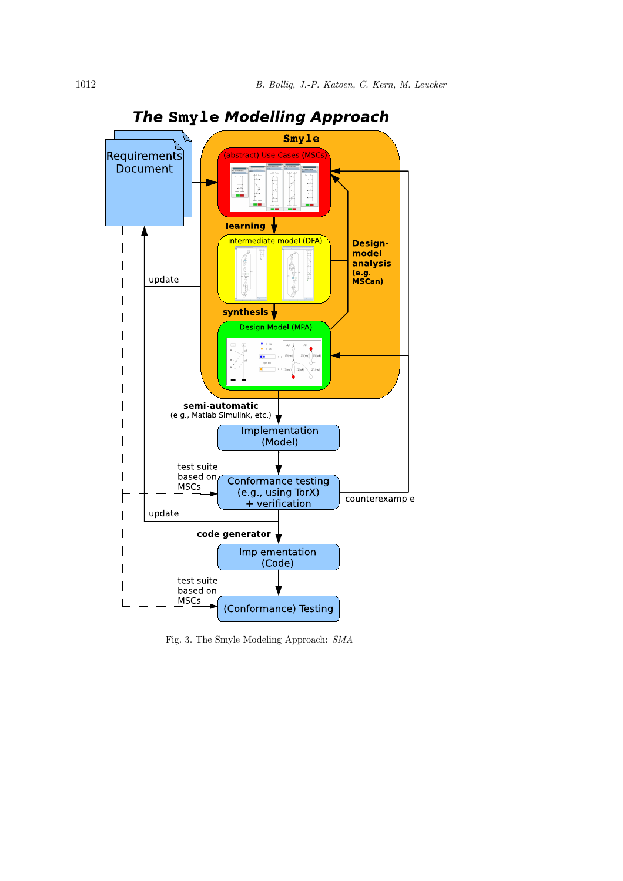Fig. 3. The Smyle Modeling Approach: *SMA*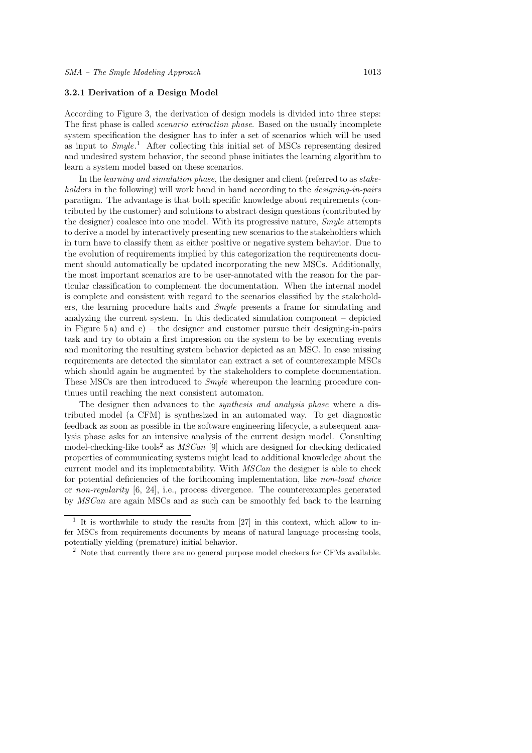### 3.2.1 Derivation of a Design Model

According to Figure 3, the derivation of design models is divided into three steps: The first phase is called *scenario extraction phase*. Based on the usually incomplete system specification the designer has to infer a set of scenarios which will be used as input to *Smyle*.[1] After collecting this initial set of MSCs representing desired and undesired system behavior, the second phase initiates the learning algorithm to learn a system model based on these scenarios.

In the *learning and simulation phase*, the designer and client (referred to as *stakeholders* in the following) will work hand in hand according to the *designing-in-pairs* paradigm. The advantage is that both specific knowledge about requirements (contributed by the customer) and solutions to abstract design questions (contributed by the designer) coalesce into one model. With its progressive nature, *Smyle* attempts to derive a model by interactively presenting new scenarios to the stakeholders which in turn have to classify them as either positive or negative system behavior. Due to the evolution of requirements implied by this categorization the requirements document should automatically be updated incorporating the new MSCs. Additionally, the most important scenarios are to be user-annotated with the reason for the particular classification to complement the documentation. When the internal model is complete and consistent with regard to the scenarios classified by the stakeholders, the learning procedure halts and *Smyle* presents a frame for simulating and analyzing the current system. In this dedicated simulation component – depicted in Figure 5 a) and c) – the designer and customer pursue their designing-in-pairs task and try to obtain a first impression on the system to be by executing events and monitoring the resulting system behavior depicted as an MSC. In case missing requirements are detected the simulator can extract a set of counterexample MSCs which should again be augmented by the stakeholders to complete documentation. These MSCs are then introduced to *Smyle* whereupon the learning procedure continues until reaching the next consistent automaton.

The designer then advances to the *synthesis and analysis phase* where a distributed model (a CFM) is synthesized in an automated way. To get diagnostic feedback as soon as possible in the software engineering lifecycle, a subsequent analysis phase asks for an intensive analysis of the current design model. Consulting model-checking-like tools[2] as *MSCan* [9] which are designed for checking dedicated properties of communicating systems might lead to additional knowledge about the current model and its implementability. With *MSCan* the designer is able to check for potential deficiencies of the forthcoming implementation, like *non-local choice* or *non-regularity* [6, 24], i.e., process divergence. The counterexamples generated by *MSCan* are again MSCs and as such can be smoothly fed back to the learning

[1] It is worthwhile to study the results from [27] in this context, which allow to infer MSCs from requirements documents by means of natural language processing tools, potentially yielding (premature) initial behavior.

[2] Note that currently there are no general purpose model checkers for CFMs available.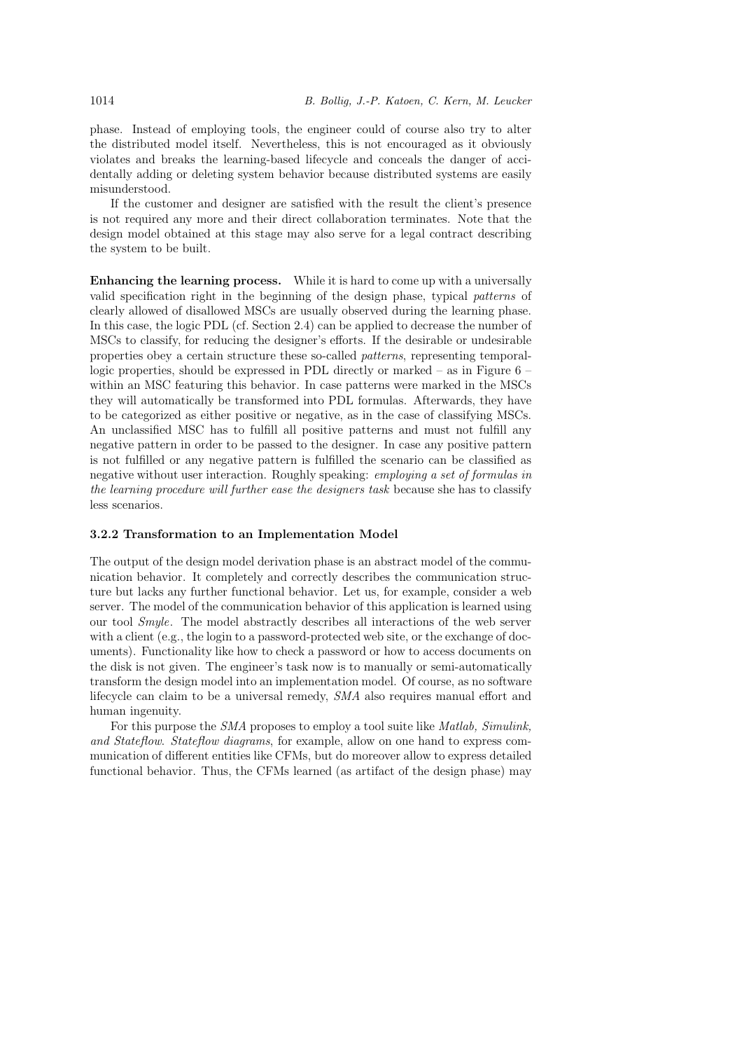phase. Instead of employing tools, the engineer could of course also try to alter the distributed model itself. Nevertheless, this is not encouraged as it obviously violates and breaks the learning-based lifecycle and conceals the danger of accidentally adding or deleting system behavior because distributed systems are easily misunderstood.

If the customer and designer are satisfied with the result the client's presence is not required any more and their direct collaboration terminates. Note that the design model obtained at this stage may also serve for a legal contract describing the system to be built.

**Enhancing the learning process.** While it is hard to come up with a universally valid specification right in the beginning of the design phase, typical *patterns* of clearly allowed of disallowed MSCs are usually observed during the learning phase. In this case, the logic PDL (cf. Section 2.4) can be applied to decrease the number of MSCs to classify, for reducing the designer's efforts. If the desirable or undesirable properties obey a certain structure these so-called *patterns*, representing temporal-logic properties, should be expressed in PDL directly or marked – as in Figure 6 – within an MSC featuring this behavior. In case patterns were marked in the MSCs they will automatically be transformed into PDL formulas. Afterwards, they have to be categorized as either positive or negative, as in the case of classifying MSCs. An unclassified MSC has to fulfill all positive patterns and must not fulfill any negative pattern in order to be passed to the designer. In case any positive pattern is not fulfilled or any negative pattern is fulfilled the scenario can be classified as negative without user interaction. Roughly speaking: *employing a set of formulas in the learning procedure will further ease the designers task* because she has to classify less scenarios.

#### 3.2.2 Transformation to an Implementation Model

The output of the design model derivation phase is an abstract model of the communication behavior. It completely and correctly describes the communication structure but lacks any further functional behavior. Let us, for example, consider a web server. The model of the communication behavior of this application is learned using our tool *Smyle*. The model abstractly describes all interactions of the web server with a client (e.g., the login to a password-protected web site, or the exchange of documents). Functionality like how to check a password or how to access documents on the disk is not given. The engineer's task now is to manually or semi-automatically transform the design model into an implementation model. Of course, as no software lifecycle can claim to be a universal remedy, *SMA* also requires manual effort and human ingenuity.

For this purpose the *SMA* proposes to employ a tool suite like *Matlab, Simulink, and Stateflow*. *Stateflow diagrams*, for example, allow on one hand to express communication of different entities like CFMs, but do moreover allow to express detailed functional behavior. Thus, the CFMs learned (as artifact of the design phase) may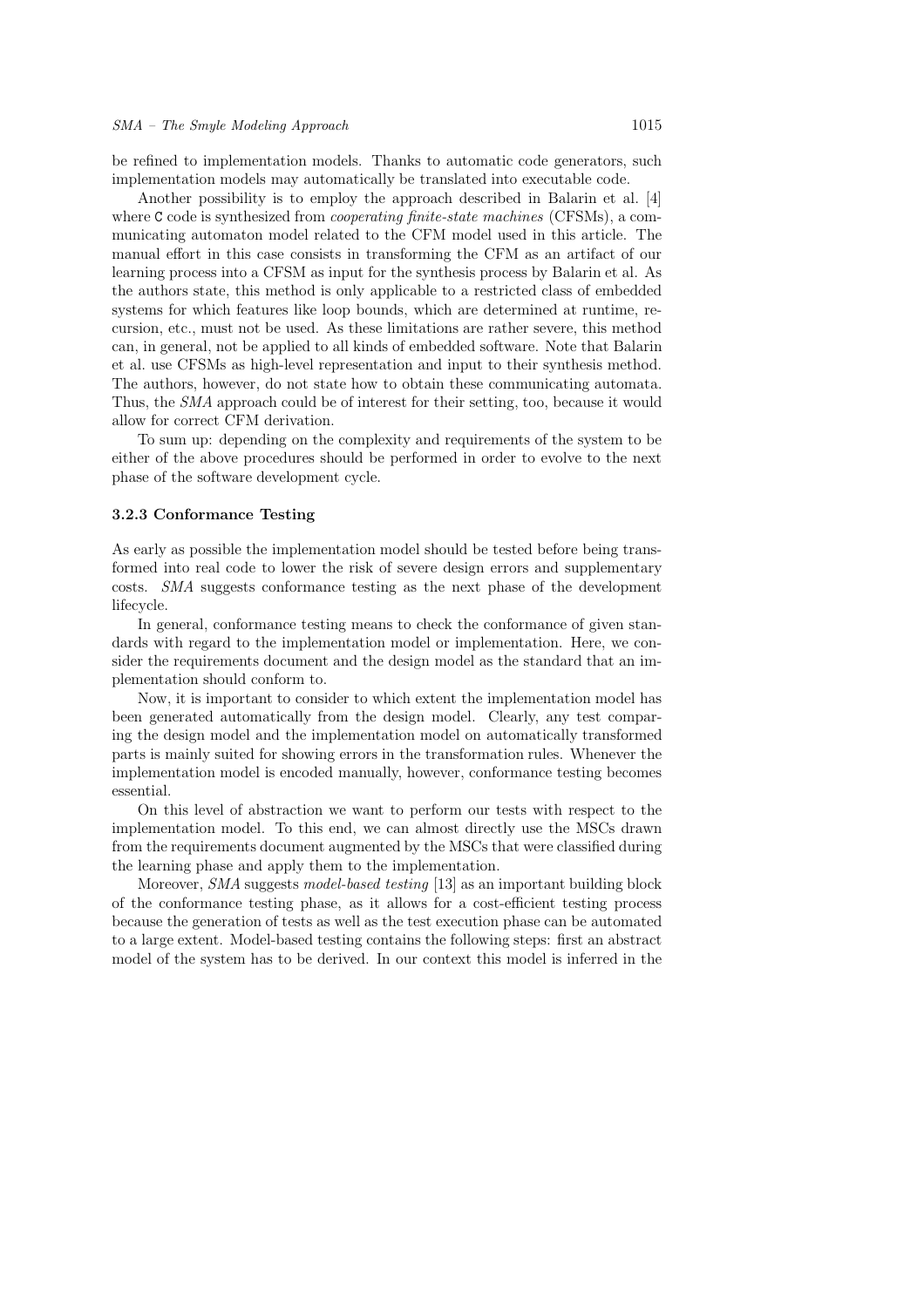be refined to implementation models. Thanks to automatic code generators, such implementation models may automatically be translated into executable code.

Another possibility is to employ the approach described in Balarin et al. [4] where `C` code is synthesized from *cooperating finite-state machines* (CFSMs), a communicating automaton model related to the CFM model used in this article. The manual effort in this case consists in transforming the CFM as an artifact of our learning process into a CFSM as input for the synthesis process by Balarin et al. As the authors state, this method is only applicable to a restricted class of embedded systems for which features like loop bounds, which are determined at runtime, recursion, etc., must not be used. As these limitations are rather severe, this method can, in general, not be applied to all kinds of embedded software. Note that Balarin et al. use CFSMs as high-level representation and input to their synthesis method. The authors, however, do not state how to obtain these communicating automata. Thus, the *SMA* approach could be of interest for their setting, too, because it would allow for correct CFM derivation.

To sum up: depending on the complexity and requirements of the system to be either of the above procedures should be performed in order to evolve to the next phase of the software development cycle.

### 3.2.3 Conformance Testing

As early as possible the implementation model should be tested before being transformed into real code to lower the risk of severe design errors and supplementary costs. *SMA* suggests conformance testing as the next phase of the development lifecycle.

In general, conformance testing means to check the conformance of given standards with regard to the implementation model or implementation. Here, we consider the requirements document and the design model as the standard that an implementation should conform to.

Now, it is important to consider to which extent the implementation model has been generated automatically from the design model. Clearly, any test comparing the design model and the implementation model on automatically transformed parts is mainly suited for showing errors in the transformation rules. Whenever the implementation model is encoded manually, however, conformance testing becomes essential.

On this level of abstraction we want to perform our tests with respect to the implementation model. To this end, we can almost directly use the MSCs drawn from the requirements document augmented by the MSCs that were classified during the learning phase and apply them to the implementation.

Moreover, *SMA* suggests *model-based testing* [13] as an important building block of the conformance testing phase, as it allows for a cost-efficient testing process because the generation of tests as well as the test execution phase can be automated to a large extent. Model-based testing contains the following steps: first an abstract model of the system has to be derived. In our context this model is inferred in the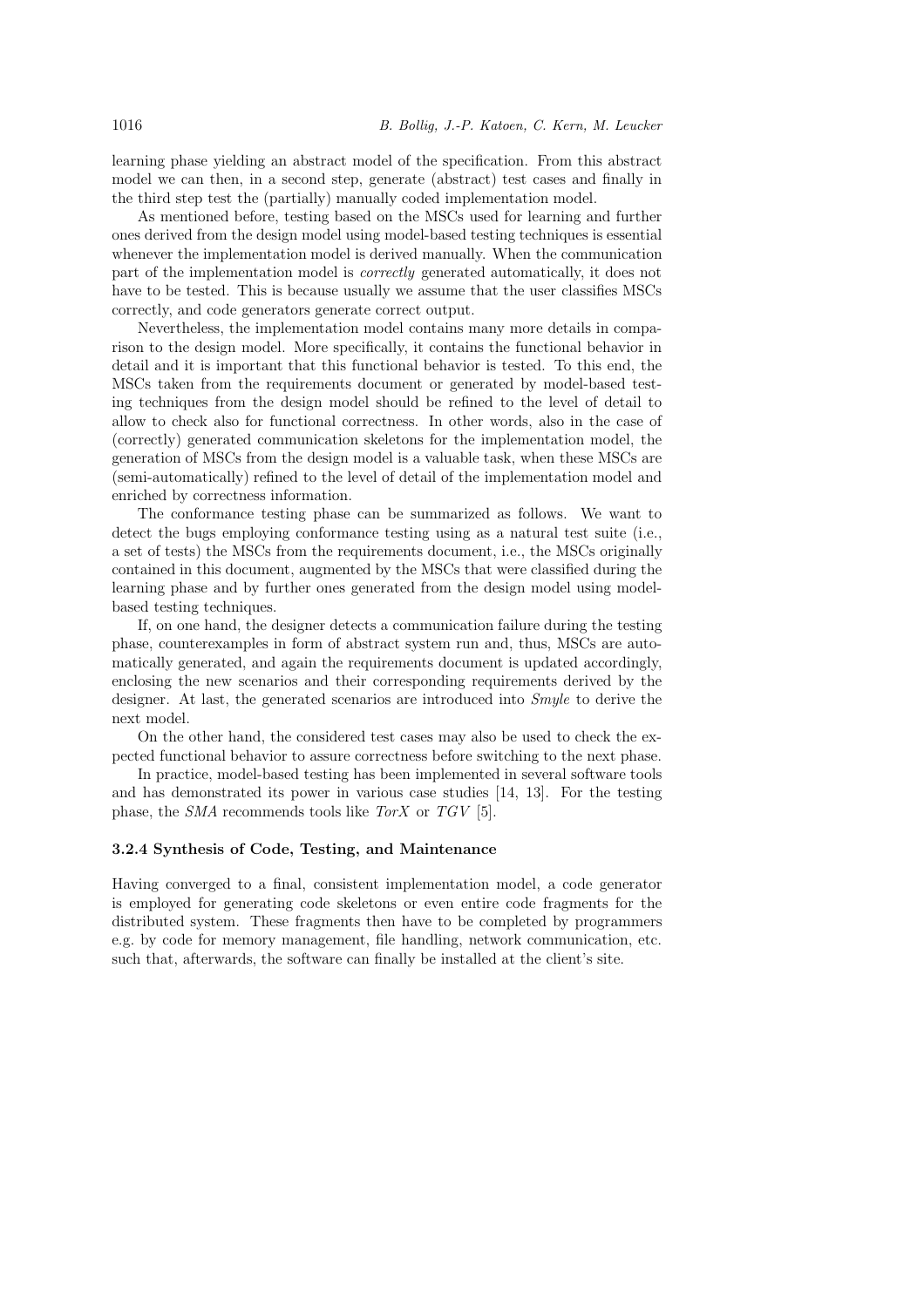learning phase yielding an abstract model of the specification. From this abstract model we can then, in a second step, generate (abstract) test cases and finally in the third step test the (partially) manually coded implementation model.

As mentioned before, testing based on the MSCs used for learning and further ones derived from the design model using model-based testing techniques is essential whenever the implementation model is derived manually. When the communication part of the implementation model is *correctly* generated automatically, it does not have to be tested. This is because usually we assume that the user classifies MSCs correctly, and code generators generate correct output.

Nevertheless, the implementation model contains many more details in comparison to the design model. More specifically, it contains the functional behavior in detail and it is important that this functional behavior is tested. To this end, the MSCs taken from the requirements document or generated by model-based testing techniques from the design model should be refined to the level of detail to allow to check also for functional correctness. In other words, also in the case of (correctly) generated communication skeletons for the implementation model, the generation of MSCs from the design model is a valuable task, when these MSCs are (semi-automatically) refined to the level of detail of the implementation model and enriched by correctness information.

The conformance testing phase can be summarized as follows. We want to detect the bugs employing conformance testing using as a natural test suite (i.e., a set of tests) the MSCs from the requirements document, i.e., the MSCs originally contained in this document, augmented by the MSCs that were classified during the learning phase and by further ones generated from the design model using model-based testing techniques.

If, on one hand, the designer detects a communication failure during the testing phase, counterexamples in form of abstract system run and, thus, MSCs are automatically generated, and again the requirements document is updated accordingly, enclosing the new scenarios and their corresponding requirements derived by the designer. At last, the generated scenarios are introduced into *Smyle* to derive the next model.

On the other hand, the considered test cases may also be used to check the expected functional behavior to assure correctness before switching to the next phase.

In practice, model-based testing has been implemented in several software tools and has demonstrated its power in various case studies [14, 13]. For the testing phase, the *SMA* recommends tools like *TorX* or *TGV* [5].

#### 3.2.4 Synthesis of Code, Testing, and Maintenance

Having converged to a final, consistent implementation model, a code generator is employed for generating code skeletons or even entire code fragments for the distributed system. These fragments then have to be completed by programmers e.g. by code for memory management, file handling, network communication, etc. such that, afterwards, the software can finally be installed at the client's site.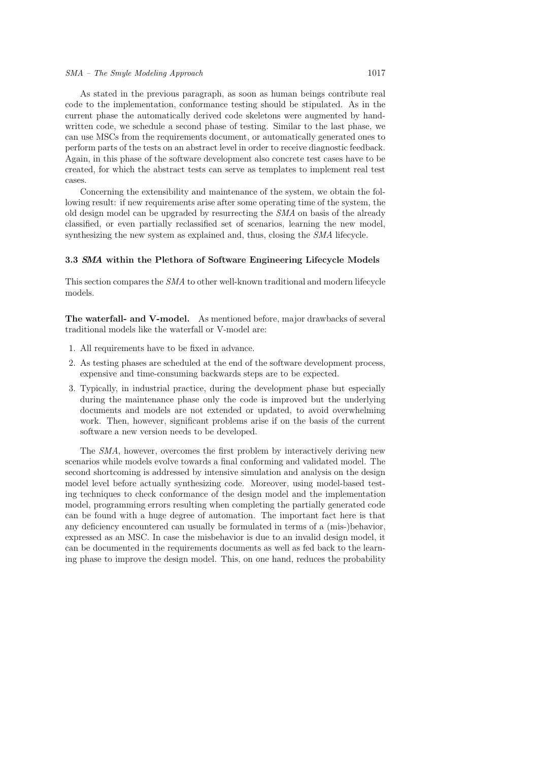As stated in the previous paragraph, as soon as human beings contribute real code to the implementation, conformance testing should be stipulated. As in the current phase the automatically derived code skeletons were augmented by hand-written code, we schedule a second phase of testing. Similar to the last phase, we can use MSCs from the requirements document, or automatically generated ones to perform parts of the tests on an abstract level in order to receive diagnostic feedback. Again, in this phase of the software development also concrete test cases have to be created, for which the abstract tests can serve as templates to implement real test cases.

Concerning the extensibility and maintenance of the system, we obtain the following result: if new requirements arise after some operating time of the system, the old design model can be upgraded by resurrecting the *SMA* on basis of the already classified, or even partially reclassified set of scenarios, learning the new model, synthesizing the new system as explained and, thus, closing the *SMA* lifecycle.

### 3.3 *SMA* within the Plethora of Software Engineering Lifecycle Models

This section compares the *SMA* to other well-known traditional and modern lifecycle models.

**The waterfall- and V-model.** As mentioned before, major drawbacks of several traditional models like the waterfall or V-model are:

1. All requirements have to be fixed in advance.
2. As testing phases are scheduled at the end of the software development process, expensive and time-consuming backwards steps are to be expected.
3. Typically, in industrial practice, during the development phase but especially during the maintenance phase only the code is improved but the underlying documents and models are not extended or updated, to avoid overwhelming work. Then, however, significant problems arise if on the basis of the current software a new version needs to be developed.

The *SMA*, however, overcomes the first problem by interactively deriving new scenarios while models evolve towards a final conforming and validated model. The second shortcoming is addressed by intensive simulation and analysis on the design model level before actually synthesizing code. Moreover, using model-based testing techniques to check conformance of the design model and the implementation model, programming errors resulting when completing the partially generated code can be found with a huge degree of automation. The important fact here is that any deficiency encountered can usually be formulated in terms of a (mis-)behavior, expressed as an MSC. In case the misbehavior is due to an invalid design model, it can be documented in the requirements documents as well as fed back to the learning phase to improve the design model. This, on one hand, reduces the probability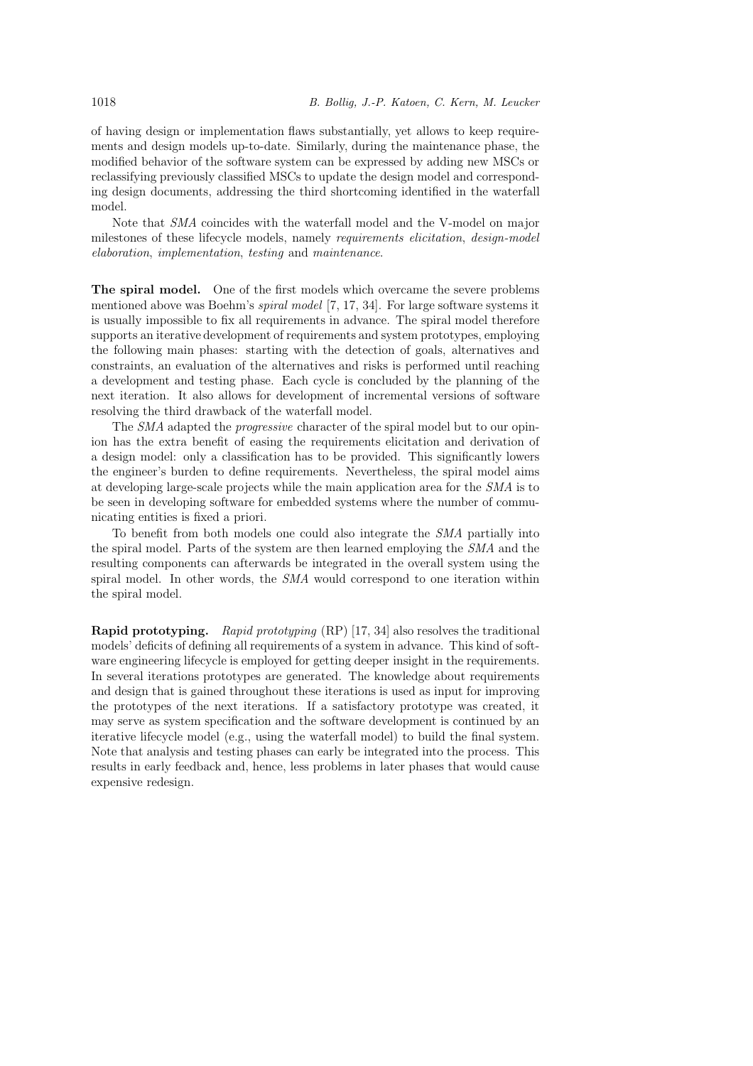of having design or implementation flaws substantially, yet allows to keep requirements and design models up-to-date. Similarly, during the maintenance phase, the modified behavior of the software system can be expressed by adding new MSCs or reclassifying previously classified MSCs to update the design model and corresponding design documents, addressing the third shortcoming identified in the waterfall model.

Note that *SMA* coincides with the waterfall model and the V-model on major milestones of these lifecycle models, namely *requirements elicitation*, *design-model elaboration*, *implementation*, *testing* and *maintenance*.

**The spiral model.** One of the first models which overcame the severe problems mentioned above was Boehm's *spiral model* [7, 17, 34]. For large software systems it is usually impossible to fix all requirements in advance. The spiral model therefore supports an iterative development of requirements and system prototypes, employing the following main phases: starting with the detection of goals, alternatives and constraints, an evaluation of the alternatives and risks is performed until reaching a development and testing phase. Each cycle is concluded by the planning of the next iteration. It also allows for development of incremental versions of software resolving the third drawback of the waterfall model.

The *SMA* adapted the *progressive* character of the spiral model but to our opinion has the extra benefit of easing the requirements elicitation and derivation of a design model: only a classification has to be provided. This significantly lowers the engineer's burden to define requirements. Nevertheless, the spiral model aims at developing large-scale projects while the main application area for the *SMA* is to be seen in developing software for embedded systems where the number of communicating entities is fixed a priori.

To benefit from both models one could also integrate the *SMA* partially into the spiral model. Parts of the system are then learned employing the *SMA* and the resulting components can afterwards be integrated in the overall system using the spiral model. In other words, the *SMA* would correspond to one iteration within the spiral model.

**Rapid prototyping.** *Rapid prototyping* (RP) [17, 34] also resolves the traditional models' deficits of defining all requirements of a system in advance. This kind of software engineering lifecycle is employed for getting deeper insight in the requirements. In several iterations prototypes are generated. The knowledge about requirements and design that is gained throughout these iterations is used as input for improving the prototypes of the next iterations. If a satisfactory prototype was created, it may serve as system specification and the software development is continued by an iterative lifecycle model (e.g., using the waterfall model) to build the final system. Note that analysis and testing phases can early be integrated into the process. This results in early feedback and, hence, less problems in later phases that would cause expensive redesign.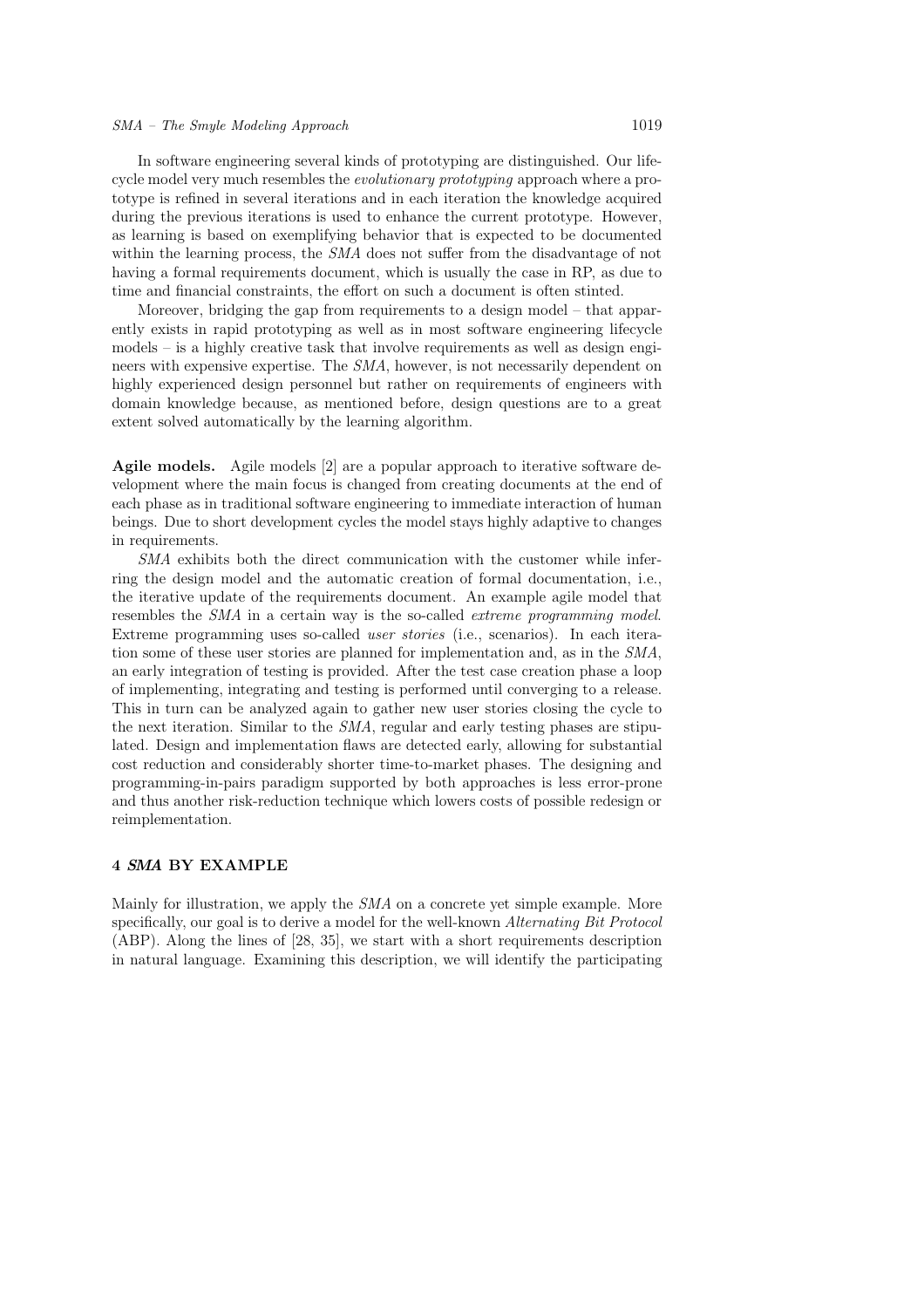In software engineering several kinds of prototyping are distinguished. Our lifecycle model very much resembles the *evolutionary prototyping* approach where a prototype is refined in several iterations and in each iteration the knowledge acquired during the previous iterations is used to enhance the current prototype. However, as learning is based on exemplifying behavior that is expected to be documented within the learning process, the *SMA* does not suffer from the disadvantage of not having a formal requirements document, which is usually the case in RP, as due to time and financial constraints, the effort on such a document is often stinted.

Moreover, bridging the gap from requirements to a design model – that apparently exists in rapid prototyping as well as in most software engineering lifecycle models – is a highly creative task that involve requirements as well as design engineers with expensive expertise. The *SMA*, however, is not necessarily dependent on highly experienced design personnel but rather on requirements of engineers with domain knowledge because, as mentioned before, design questions are to a great extent solved automatically by the learning algorithm.

**Agile models.** Agile models [2] are a popular approach to iterative software development where the main focus is changed from creating documents at the end of each phase as in traditional software engineering to immediate interaction of human beings. Due to short development cycles the model stays highly adaptive to changes in requirements.

*SMA* exhibits both the direct communication with the customer while inferring the design model and the automatic creation of formal documentation, i.e., the iterative update of the requirements document. An example agile model that resembles the *SMA* in a certain way is the so-called *extreme programming model*. Extreme programming uses so-called *user stories* (i.e., scenarios). In each iteration some of these user stories are planned for implementation and, as in the *SMA*, an early integration of testing is provided. After the test case creation phase a loop of implementing, integrating and testing is performed until converging to a release. This in turn can be analyzed again to gather new user stories closing the cycle to the next iteration. Similar to the *SMA*, regular and early testing phases are stipulated. Design and implementation flaws are detected early, allowing for substantial cost reduction and considerably shorter time-to-market phases. The designing and programming-in-pairs paradigm supported by both approaches is less error-prone and thus another risk-reduction technique which lowers costs of possible redesign or reimplementation.

## 4 *SMA* BY EXAMPLE

Mainly for illustration, we apply the *SMA* on a concrete yet simple example. More specifically, our goal is to derive a model for the well-known *Alternating Bit Protocol* (ABP). Along the lines of [28, 35], we start with a short requirements description in natural language. Examining this description, we will identify the participating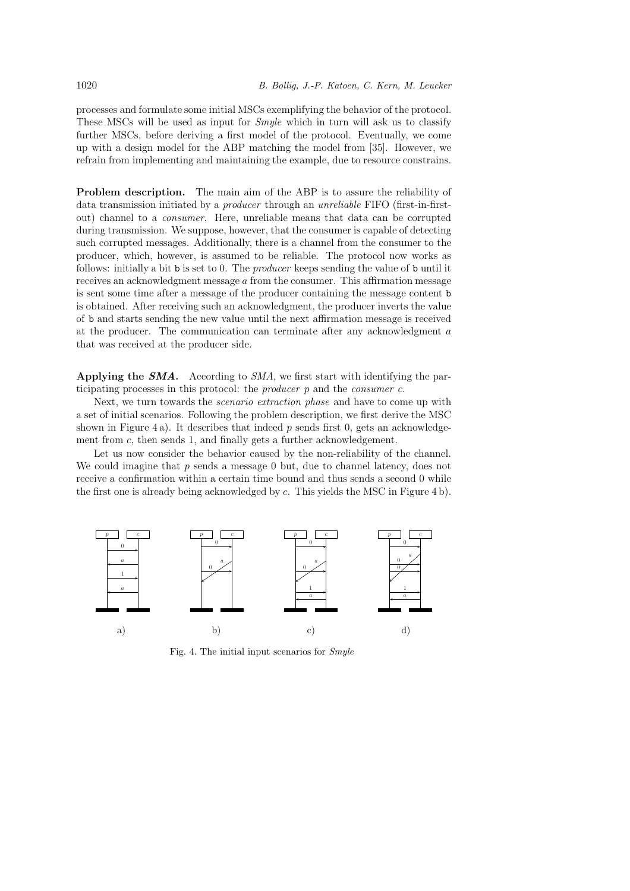processes and formulate some initial MSCs exemplifying the behavior of the protocol. These MSCs will be used as input for *Smyle* which in turn will ask us to classify further MSCs, before deriving a first model of the protocol. Eventually, we come up with a design model for the ABP matching the model from [35]. However, we refrain from implementing and maintaining the example, due to resource constrains.

**Problem description.** The main aim of the ABP is to assure the reliability of data transmission initiated by a *producer* through an *unreliable* FIFO (first-in-first-out) channel to a *consumer*. Here, unreliable means that data can be corrupted during transmission. We suppose, however, that the consumer is capable of detecting such corrupted messages. Additionally, there is a channel from the consumer to the producer, which, however, is assumed to be reliable. The protocol now works as follows: initially a bit `b` is set to 0. The *producer* keeps sending the value of `b` until it receives an acknowledgment message $a$ from the consumer. This affirmation message is sent some time after a message of the producer containing the message content `b` is obtained. After receiving such an acknowledgment, the producer inverts the value of `b` and starts sending the new value until the next affirmation message is received at the producer. The communication can terminate after any acknowledgment $a$ that was received at the producer side.

**Applying the *SMA*.** According to *SMA*, we first start with identifying the participating processes in this protocol: the *producer* $p$ and the *consumer* $c$.

Next, we turn towards the *scenario extraction phase* and have to come up with a set of initial scenarios. Following the problem description, we first derive the MSC shown in Figure 4 a). It describes that indeed $p$ sends first 0, gets an acknowledgement from $c$, then sends 1, and finally gets a further acknowledgement.

Let us now consider the behavior caused by the non-reliability of the channel. We could imagine that $p$ sends a message 0 but, due to channel latency, does not receive a confirmation within a certain time bound and thus sends a second 0 while the first one is already being acknowledged by $c$. This yields the MSC in Figure 4 b).

Fig. 4. The initial input scenarios for *Smyle*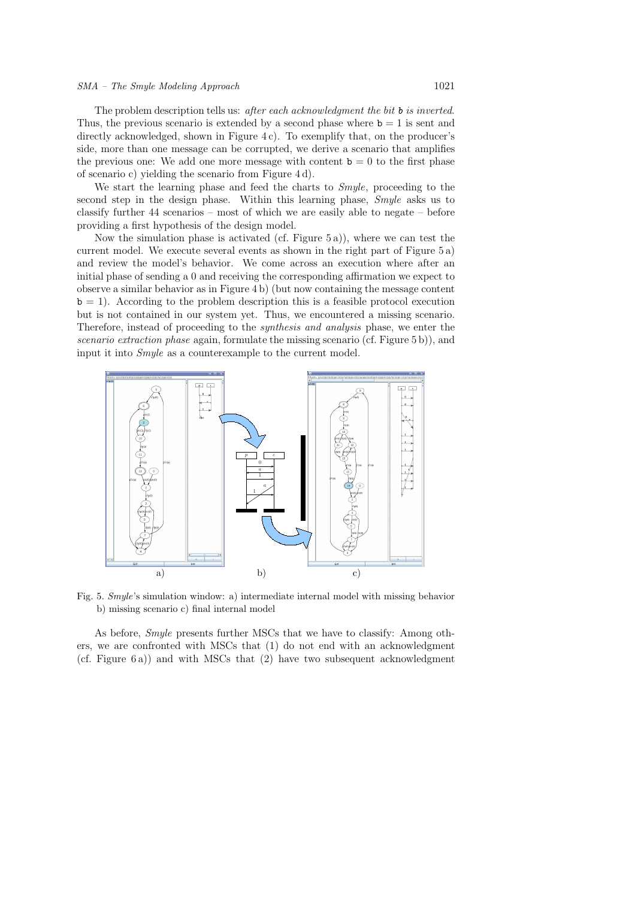The problem description tells us: *after each acknowledgment the bit* b *is inverted*. Thus, the previous scenario is extended by a second phase where b = 1 is sent and directly acknowledged, shown in Figure 4 c). To exemplify that, on the producer's side, more than one message can be corrupted, we derive a scenario that amplifies the previous one: We add one more message with content b = 0 to the first phase of scenario c) yielding the scenario from Figure 4 d).

We start the learning phase and feed the charts to *Smyle*, proceeding to the second step in the design phase. Within this learning phase, *Smyle* asks us to classify further 44 scenarios – most of which we are easily able to negate – before providing a first hypothesis of the design model.

Now the simulation phase is activated (cf. Figure 5 a)), where we can test the current model. We execute several events as shown in the right part of Figure 5 a) and review the model's behavior. We come across an execution where after an initial phase of sending a 0 and receiving the corresponding affirmation we expect to observe a similar behavior as in Figure 4 b) (but now containing the message content b = 1). According to the problem description this is a feasible protocol execution but is not contained in our system yet. Thus, we encountered a missing scenario. Therefore, instead of proceeding to the *synthesis and analysis* phase, we enter the *scenario extraction phase* again, formulate the missing scenario (cf. Figure 5 b)), and input it into *Smyle* as a counterexample to the current model.

Fig. 5. *Smyle*'s simulation window: a) intermediate internal model with missing behavior b) missing scenario c) final internal model

As before, *Smyle* presents further MSCs that we have to classify: Among others, we are confronted with MSCs that (1) do not end with an acknowledgment (cf. Figure 6 a)) and with MSCs that (2) have two subsequent acknowledgment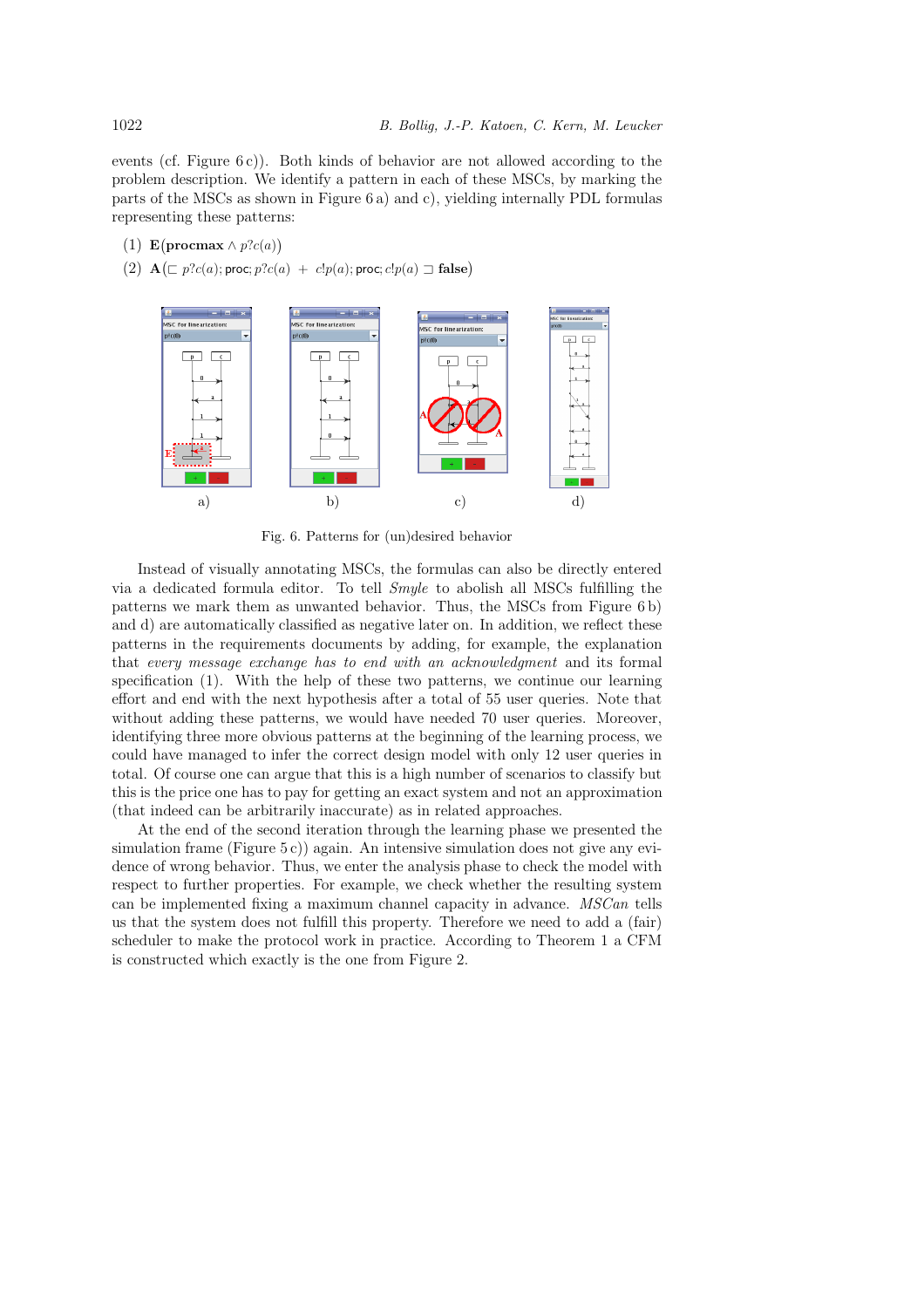events (cf. Figure 6 c)). Both kinds of behavior are not allowed according to the problem description. We identify a pattern in each of these MSCs, by marking the parts of the MSCs as shown in Figure 6 a) and c), yielding internally PDL formulas representing these patterns:

(1) $\mathbf{E}(\textbf{procmax} \wedge p?c(a))$

(2) $\mathbf{A}(\sqsubset p?c(a); \mathsf{proc}; p?c(a) \;+\; c!p(a); \mathsf{proc}; c!p(a) \sqsupset \textbf{false})$

Fig. 6. Patterns for (un)desired behavior

Instead of visually annotating MSCs, the formulas can also be directly entered via a dedicated formula editor. To tell *Smyle* to abolish all MSCs fulfilling the patterns we mark them as unwanted behavior. Thus, the MSCs from Figure 6 b) and d) are automatically classified as negative later on. In addition, we reflect these patterns in the requirements documents by adding, for example, the explanation that *every message exchange has to end with an acknowledgment* and its formal specification (1). With the help of these two patterns, we continue our learning effort and end with the next hypothesis after a total of 55 user queries. Note that without adding these patterns, we would have needed 70 user queries. Moreover, identifying three more obvious patterns at the beginning of the learning process, we could have managed to infer the correct design model with only 12 user queries in total. Of course one can argue that this is a high number of scenarios to classify but this is the price one has to pay for getting an exact system and not an approximation (that indeed can be arbitrarily inaccurate) as in related approaches.

At the end of the second iteration through the learning phase we presented the simulation frame (Figure 5 c)) again. An intensive simulation does not give any evidence of wrong behavior. Thus, we enter the analysis phase to check the model with respect to further properties. For example, we check whether the resulting system can be implemented fixing a maximum channel capacity in advance. *MSCan* tells us that the system does not fulfill this property. Therefore we need to add a (fair) scheduler to make the protocol work in practice. According to Theorem 1 a CFM is constructed which exactly is the one from Figure 2.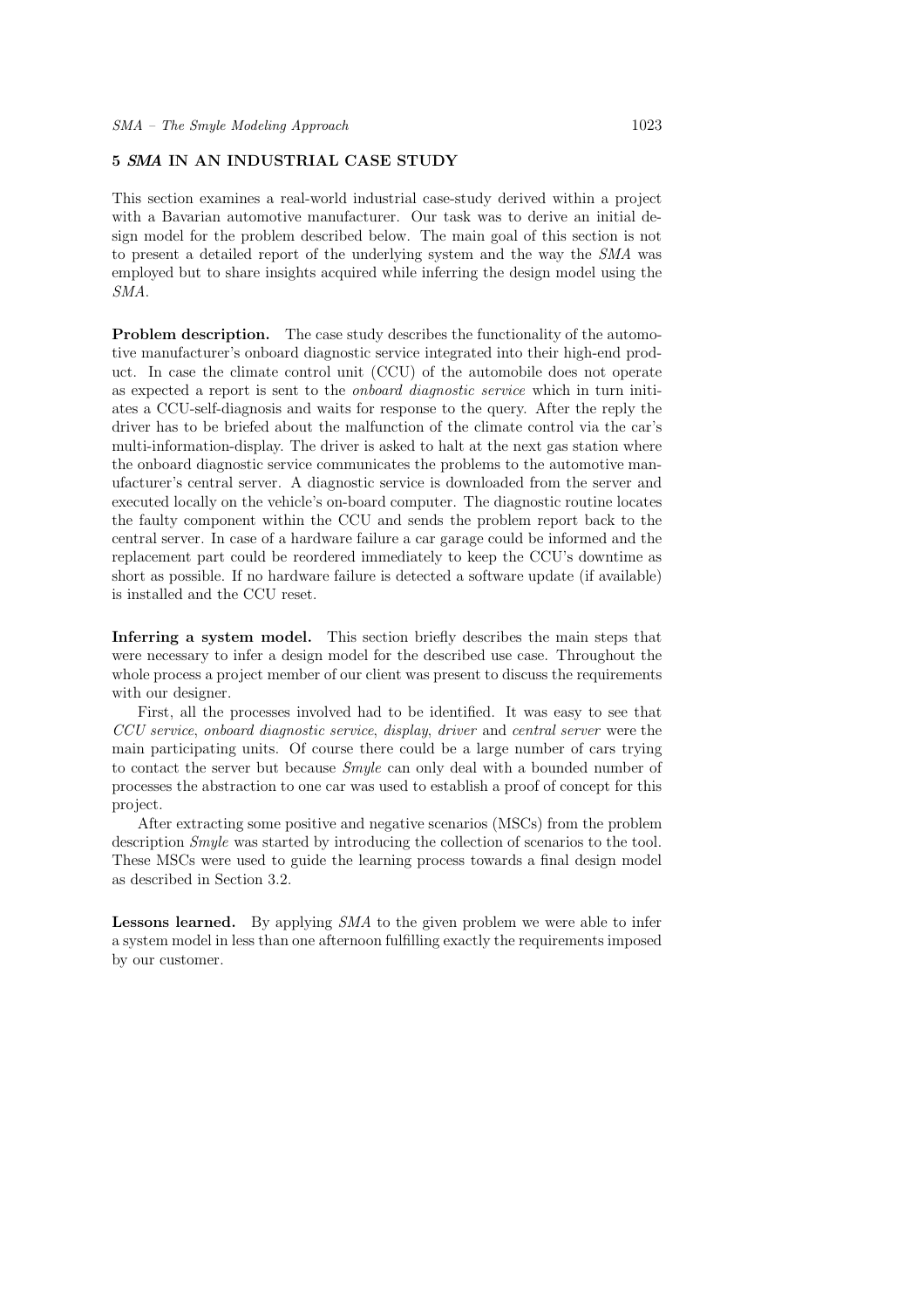## 5 *SMA* IN AN INDUSTRIAL CASE STUDY

This section examines a real-world industrial case-study derived within a project with a Bavarian automotive manufacturer. Our task was to derive an initial design model for the problem described below. The main goal of this section is not to present a detailed report of the underlying system and the way the *SMA* was employed but to share insights acquired while inferring the design model using the *SMA*.

**Problem description.** The case study describes the functionality of the automotive manufacturer's onboard diagnostic service integrated into their high-end product. In case the climate control unit (CCU) of the automobile does not operate as expected a report is sent to the *onboard diagnostic service* which in turn initiates a CCU-self-diagnosis and waits for response to the query. After the reply the driver has to be briefed about the malfunction of the climate control via the car's multi-information-display. The driver is asked to halt at the next gas station where the onboard diagnostic service communicates the problems to the automotive manufacturer's central server. A diagnostic service is downloaded from the server and executed locally on the vehicle's on-board computer. The diagnostic routine locates the faulty component within the CCU and sends the problem report back to the central server. In case of a hardware failure a car garage could be informed and the replacement part could be reordered immediately to keep the CCU's downtime as short as possible. If no hardware failure is detected a software update (if available) is installed and the CCU reset.

**Inferring a system model.** This section briefly describes the main steps that were necessary to infer a design model for the described use case. Throughout the whole process a project member of our client was present to discuss the requirements with our designer.

First, all the processes involved had to be identified. It was easy to see that *CCU service*, *onboard diagnostic service*, *display*, *driver* and *central server* were the main participating units. Of course there could be a large number of cars trying to contact the server but because *Smyle* can only deal with a bounded number of processes the abstraction to one car was used to establish a proof of concept for this project.

After extracting some positive and negative scenarios (MSCs) from the problem description *Smyle* was started by introducing the collection of scenarios to the tool. These MSCs were used to guide the learning process towards a final design model as described in Section 3.2.

**Lessons learned.** By applying *SMA* to the given problem we were able to infer a system model in less than one afternoon fulfilling exactly the requirements imposed by our customer.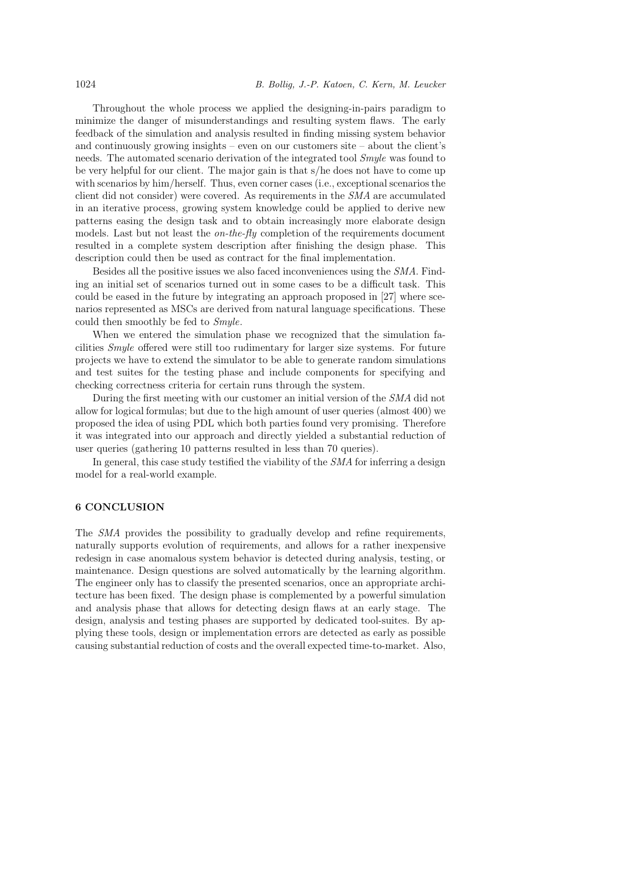Throughout the whole process we applied the designing-in-pairs paradigm to minimize the danger of misunderstandings and resulting system flaws. The early feedback of the simulation and analysis resulted in finding missing system behavior and continuously growing insights – even on our customers site – about the client's needs. The automated scenario derivation of the integrated tool *Smyle* was found to be very helpful for our client. The major gain is that s/he does not have to come up with scenarios by him/herself. Thus, even corner cases (i.e., exceptional scenarios the client did not consider) were covered. As requirements in the *SMA* are accumulated in an iterative process, growing system knowledge could be applied to derive new patterns easing the design task and to obtain increasingly more elaborate design models. Last but not least the *on-the-fly* completion of the requirements document resulted in a complete system description after finishing the design phase. This description could then be used as contract for the final implementation.

Besides all the positive issues we also faced inconveniences using the *SMA*. Finding an initial set of scenarios turned out in some cases to be a difficult task. This could be eased in the future by integrating an approach proposed in [27] where scenarios represented as MSCs are derived from natural language specifications. These could then smoothly be fed to *Smyle*.

When we entered the simulation phase we recognized that the simulation facilities *Smyle* offered were still too rudimentary for larger size systems. For future projects we have to extend the simulator to be able to generate random simulations and test suites for the testing phase and include components for specifying and checking correctness criteria for certain runs through the system.

During the first meeting with our customer an initial version of the *SMA* did not allow for logical formulas; but due to the high amount of user queries (almost 400) we proposed the idea of using PDL which both parties found very promising. Therefore it was integrated into our approach and directly yielded a substantial reduction of user queries (gathering 10 patterns resulted in less than 70 queries).

In general, this case study testified the viability of the *SMA* for inferring a design model for a real-world example.

## 6 CONCLUSION

The *SMA* provides the possibility to gradually develop and refine requirements, naturally supports evolution of requirements, and allows for a rather inexpensive redesign in case anomalous system behavior is detected during analysis, testing, or maintenance. Design questions are solved automatically by the learning algorithm. The engineer only has to classify the presented scenarios, once an appropriate architecture has been fixed. The design phase is complemented by a powerful simulation and analysis phase that allows for detecting design flaws at an early stage. The design, analysis and testing phases are supported by dedicated tool-suites. By applying these tools, design or implementation errors are detected as early as possible causing substantial reduction of costs and the overall expected time-to-market. Also,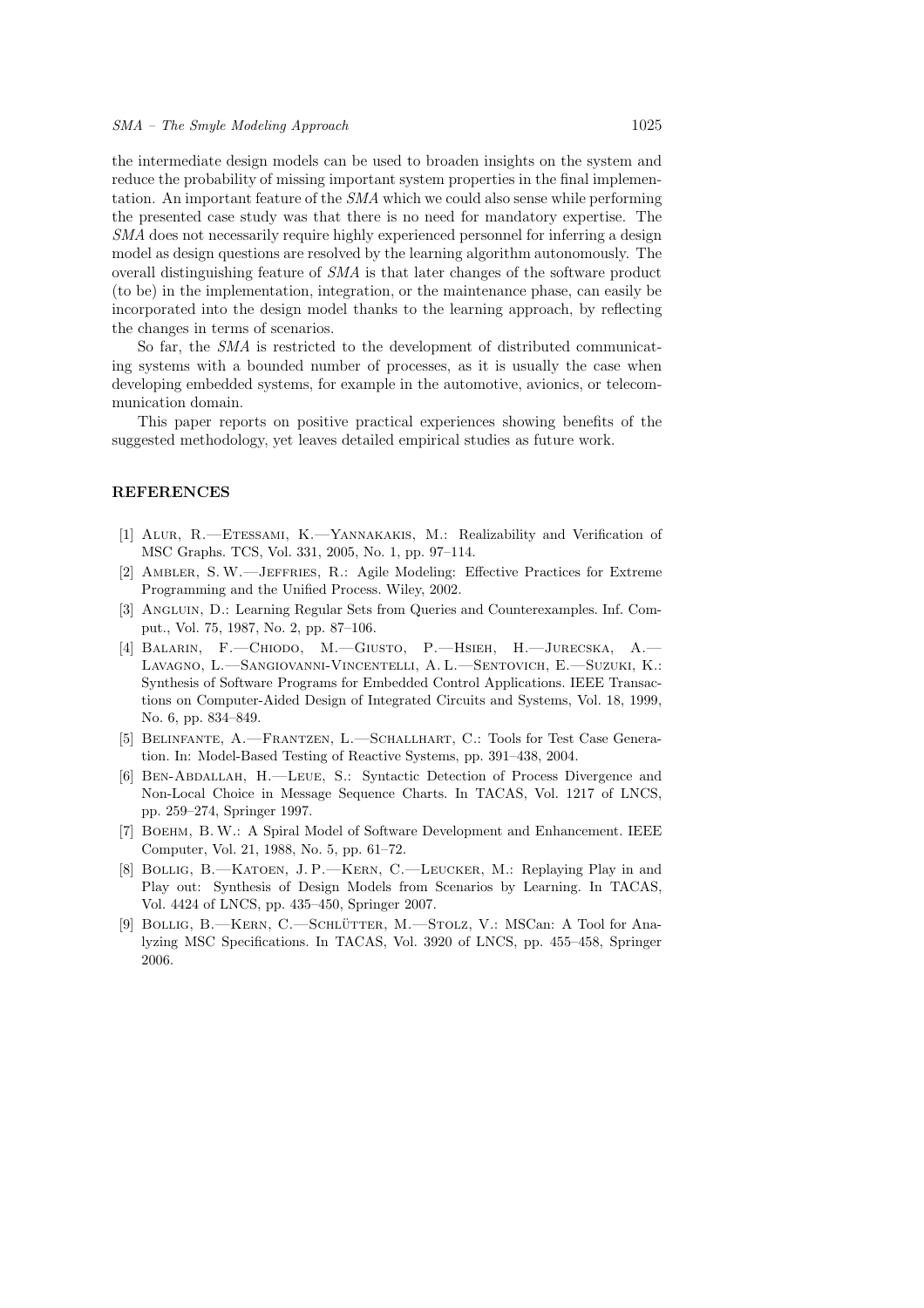the intermediate design models can be used to broaden insights on the system and reduce the probability of missing important system properties in the final implementation. An important feature of the *SMA* which we could also sense while performing the presented case study was that there is no need for mandatory expertise. The *SMA* does not necessarily require highly experienced personnel for inferring a design model as design questions are resolved by the learning algorithm autonomously. The overall distinguishing feature of *SMA* is that later changes of the software product (to be) in the implementation, integration, or the maintenance phase, can easily be incorporated into the design model thanks to the learning approach, by reflecting the changes in terms of scenarios.

So far, the *SMA* is restricted to the development of distributed communicating systems with a bounded number of processes, as it is usually the case when developing embedded systems, for example in the automotive, avionics, or telecommunication domain.

This paper reports on positive practical experiences showing benefits of the suggested methodology, yet leaves detailed empirical studies as future work.

## REFERENCES

[1] Alur, R.—Etessami, K.—Yannakakis, M.: Realizability and Verification of MSC Graphs. TCS, Vol. 331, 2005, No. 1, pp. 97–114.

[2] Ambler, S. W.—Jeffries, R.: Agile Modeling: Effective Practices for Extreme Programming and the Unified Process. Wiley, 2002.

[3] Angluin, D.: Learning Regular Sets from Queries and Counterexamples. Inf. Comput., Vol. 75, 1987, No. 2, pp. 87–106.

[4] Balarin, F.—Chiodo, M.—Giusto, P.—Hsieh, H.—Jurecska, A.—Lavagno, L.—Sangiovanni-Vincentelli, A. L.—Sentovich, E.—Suzuki, K.: Synthesis of Software Programs for Embedded Control Applications. IEEE Transactions on Computer-Aided Design of Integrated Circuits and Systems, Vol. 18, 1999, No. 6, pp. 834–849.

[5] Belinfante, A.—Frantzen, L.—Schallhart, C.: Tools for Test Case Generation. In: Model-Based Testing of Reactive Systems, pp. 391–438, 2004.

[6] Ben-Abdallah, H.—Leue, S.: Syntactic Detection of Process Divergence and Non-Local Choice in Message Sequence Charts. In TACAS, Vol. 1217 of LNCS, pp. 259–274, Springer 1997.

[7] Boehm, B. W.: A Spiral Model of Software Development and Enhancement. IEEE Computer, Vol. 21, 1988, No. 5, pp. 61–72.

[8] Bollig, B.—Katoen, J. P.—Kern, C.—Leucker, M.: Replaying Play in and Play out: Synthesis of Design Models from Scenarios by Learning. In TACAS, Vol. 4424 of LNCS, pp. 435–450, Springer 2007.

[9] Bollig, B.—Kern, C.—Schlütter, M.—Stolz, V.: MSCan: A Tool for Analyzing MSC Specifications. In TACAS, Vol. 3920 of LNCS, pp. 455–458, Springer 2006.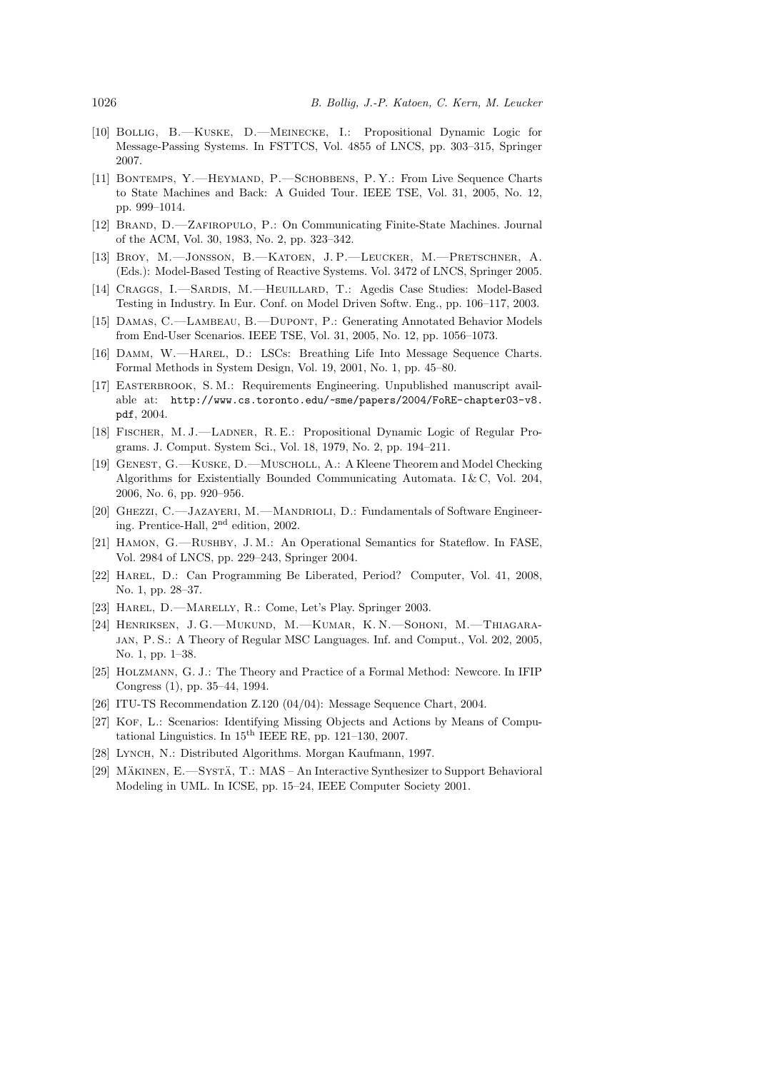[10] Bollig, B.—Kuske, D.—Meinecke, I.: Propositional Dynamic Logic for Message-Passing Systems. In FSTTCS, Vol. 4855 of LNCS, pp. 303–315, Springer 2007.

[11] Bontemps, Y.—Heymand, P.—Schobbens, P. Y.: From Live Sequence Charts to State Machines and Back: A Guided Tour. IEEE TSE, Vol. 31, 2005, No. 12, pp. 999–1014.

[12] Brand, D.—Zafiropulo, P.: On Communicating Finite-State Machines. Journal of the ACM, Vol. 30, 1983, No. 2, pp. 323–342.

[13] Broy, M.—Jonsson, B.—Katoen, J. P.—Leucker, M.—Pretschner, A. (Eds.): Model-Based Testing of Reactive Systems. Vol. 3472 of LNCS, Springer 2005.

[14] Craggs, I.—Sardis, M.—Heuillard, T.: Agedis Case Studies: Model-Based Testing in Industry. In Eur. Conf. on Model Driven Softw. Eng., pp. 106–117, 2003.

[15] Damas, C.—Lambeau, B.—Dupont, P.: Generating Annotated Behavior Models from End-User Scenarios. IEEE TSE, Vol. 31, 2005, No. 12, pp. 1056–1073.

[16] Damm, W.—Harel, D.: LSCs: Breathing Life Into Message Sequence Charts. Formal Methods in System Design, Vol. 19, 2001, No. 1, pp. 45–80.

[17] Easterbrook, S. M.: Requirements Engineering. Unpublished manuscript available at: `http://www.cs.toronto.edu/~sme/papers/2004/FoRE-chapter03-v8.pdf`, 2004.

[18] Fischer, M. J.—Ladner, R. E.: Propositional Dynamic Logic of Regular Programs. J. Comput. System Sci., Vol. 18, 1979, No. 2, pp. 194–211.

[19] Genest, G.—Kuske, D.—Muscholl, A.: A Kleene Theorem and Model Checking Algorithms for Existentially Bounded Communicating Automata. I & C, Vol. 204, 2006, No. 6, pp. 920–956.

[20] Ghezzi, C.—Jazayeri, M.—Mandrioli, D.: Fundamentals of Software Engineering. Prentice-Hall, 2nd edition, 2002.

[21] Hamon, G.—Rushby, J. M.: An Operational Semantics for Stateflow. In FASE, Vol. 2984 of LNCS, pp. 229–243, Springer 2004.

[22] Harel, D.: Can Programming Be Liberated, Period? Computer, Vol. 41, 2008, No. 1, pp. 28–37.

[23] Harel, D.—Marelly, R.: Come, Let's Play. Springer 2003.

[24] Henriksen, J. G.—Mukund, M.—Kumar, K. N.—Sohoni, M.—Thiagarajan, P. S.: A Theory of Regular MSC Languages. Inf. and Comput., Vol. 202, 2005, No. 1, pp. 1–38.

[25] Holzmann, G. J.: The Theory and Practice of a Formal Method: Newcore. In IFIP Congress (1), pp. 35–44, 1994.

[26] ITU-TS Recommendation Z.120 (04/04): Message Sequence Chart, 2004.

[27] Kof, L.: Scenarios: Identifying Missing Objects and Actions by Means of Computational Linguistics. In 15th IEEE RE, pp. 121–130, 2007.

[28] Lynch, N.: Distributed Algorithms. Morgan Kaufmann, 1997.

[29] Mäkinen, E.—Systä, T.: MAS – An Interactive Synthesizer to Support Behavioral Modeling in UML. In ICSE, pp. 15–24, IEEE Computer Society 2001.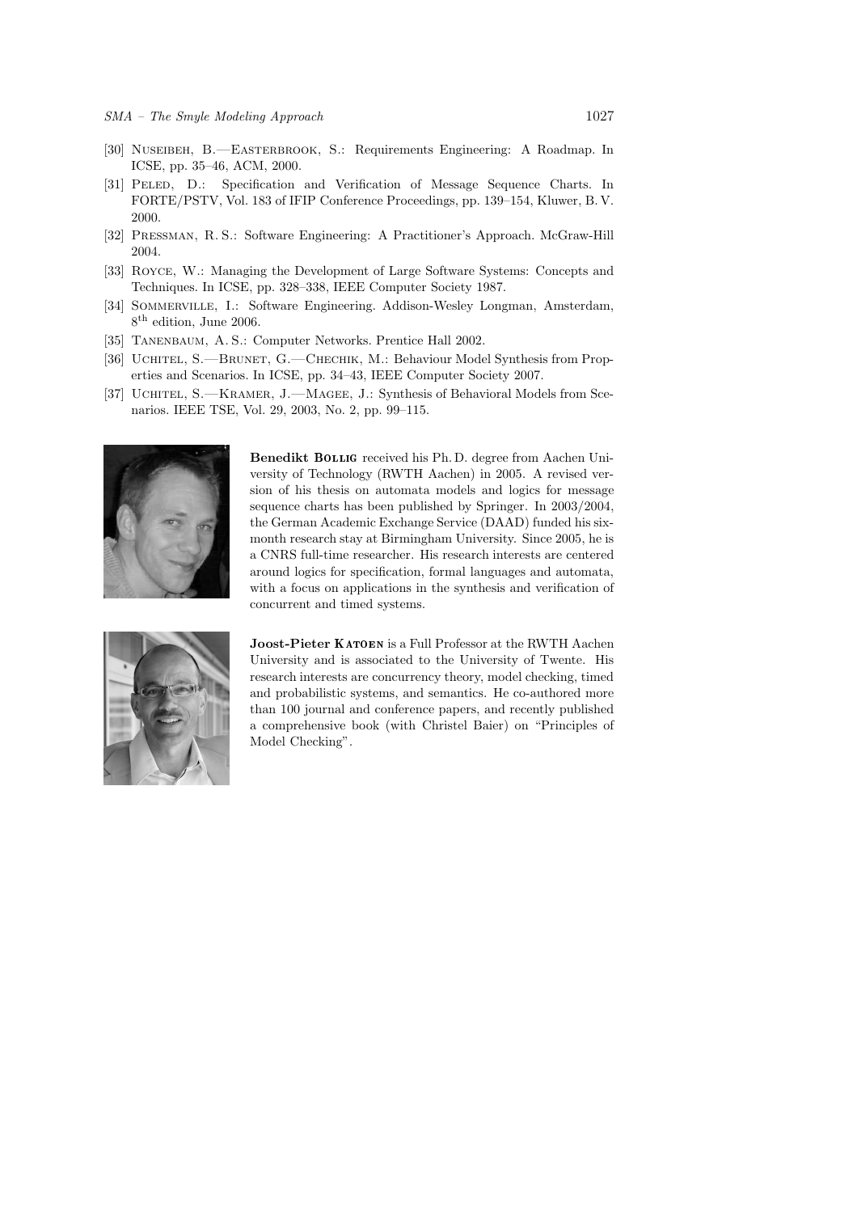[30] Nuseibeh, B.—Easterbrook, S.: Requirements Engineering: A Roadmap. In ICSE, pp. 35–46, ACM, 2000.

[31] Peled, D.: Specification and Verification of Message Sequence Charts. In FORTE/PSTV, Vol. 183 of IFIP Conference Proceedings, pp. 139–154, Kluwer, B. V. 2000.

[32] Pressman, R. S.: Software Engineering: A Practitioner's Approach. McGraw-Hill 2004.

[33] Royce, W.: Managing the Development of Large Software Systems: Concepts and Techniques. In ICSE, pp. 328–338, IEEE Computer Society 1987.

[34] Sommerville, I.: Software Engineering. Addison-Wesley Longman, Amsterdam, 8th edition, June 2006.

[35] Tanenbaum, A. S.: Computer Networks. Prentice Hall 2002.

[36] Uchitel, S.—Brunet, G.—Chechik, M.: Behaviour Model Synthesis from Properties and Scenarios. In ICSE, pp. 34–43, IEEE Computer Society 2007.

[37] Uchitel, S.—Kramer, J.—Magee, J.: Synthesis of Behavioral Models from Scenarios. IEEE TSE, Vol. 29, 2003, No. 2, pp. 99–115.

**Benedikt Bollig** received his Ph. D. degree from Aachen University of Technology (RWTH Aachen) in 2005. A revised version of his thesis on automata models and logics for message sequence charts has been published by Springer. In 2003/2004, the German Academic Exchange Service (DAAD) funded his six-month research stay at Birmingham University. Since 2005, he is a CNRS full-time researcher. His research interests are centered around logics for specification, formal languages and automata, with a focus on applications in the synthesis and verification of concurrent and timed systems.

**Joost-Pieter Katoen** is a Full Professor at the RWTH Aachen University and is associated to the University of Twente. His research interests are concurrency theory, model checking, timed and probabilistic systems, and semantics. He co-authored more than 100 journal and conference papers, and recently published a comprehensive book (with Christel Baier) on "Principles of Model Checking".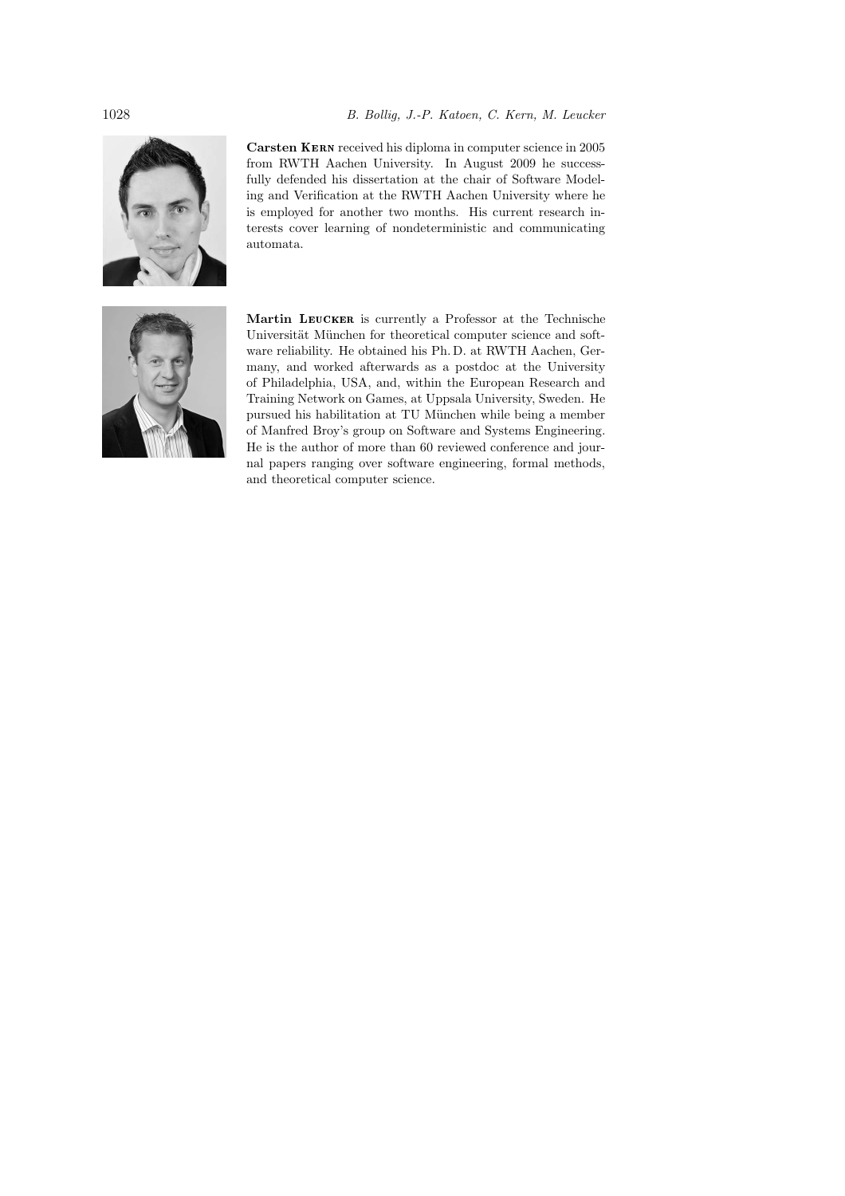**Carsten Kern** received his diploma in computer science in 2005 from RWTH Aachen University. In August 2009 he successfully defended his dissertation at the chair of Software Modeling and Verification at the RWTH Aachen University where he is employed for another two months. His current research interests cover learning of nondeterministic and communicating automata.

**Martin Leucker** is currently a Professor at the Technische Universität München for theoretical computer science and software reliability. He obtained his Ph. D. at RWTH Aachen, Germany, and worked afterwards as a postdoc at the University of Philadelphia, USA, and, within the European Research and Training Network on Games, at Uppsala University, Sweden. He pursued his habilitation at TU München while being a member of Manfred Broy's group on Software and Systems Engineering. He is the author of more than 60 reviewed conference and journal papers ranging over software engineering, formal methods, and theoretical computer science.